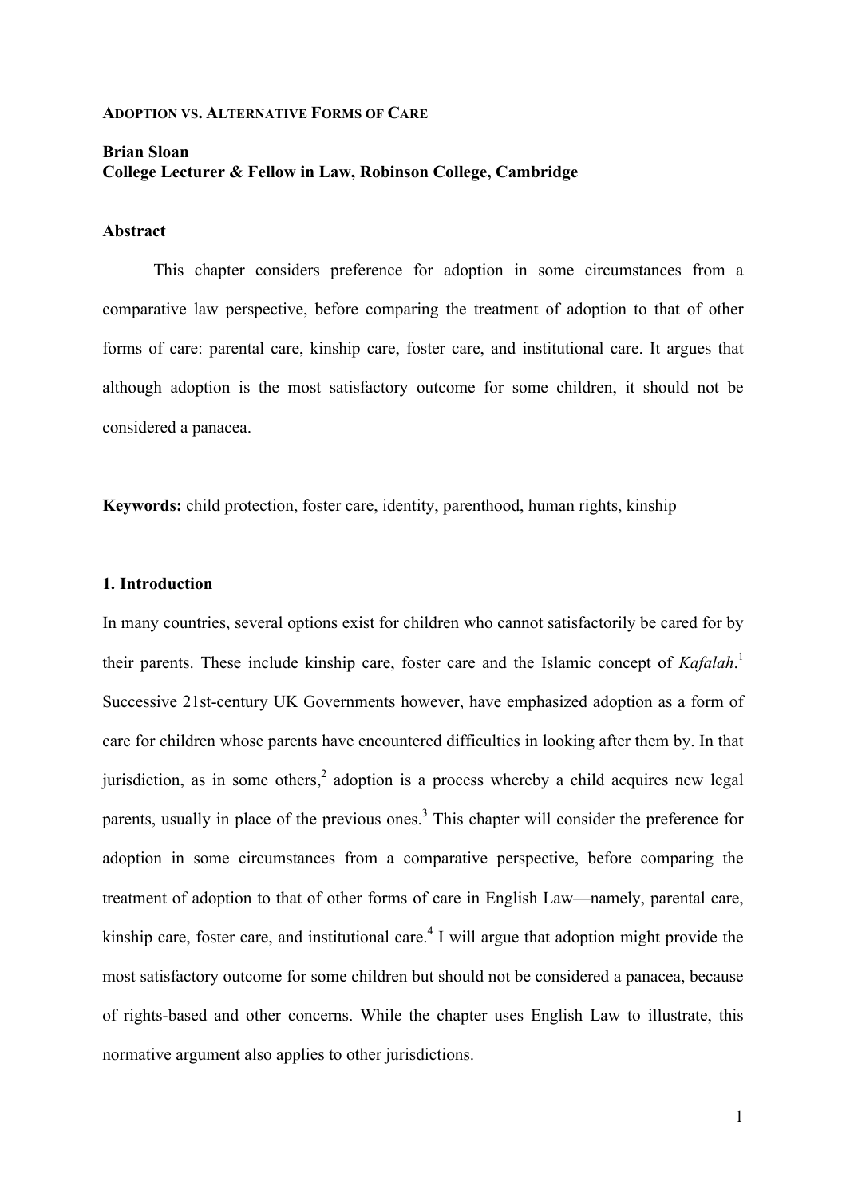# ADOPTION VS. ALTERNATIVE FORMS OF CARE

**Brian Sloan**
**College Lecturer & Fellow in Law, Robinson College, Cambridge**

**Abstract**

This chapter considers preference for adoption in some circumstances from a comparative law perspective, before comparing the treatment of adoption to that of other forms of care: parental care, kinship care, foster care, and institutional care. It argues that although adoption is the most satisfactory outcome for some children, it should not be considered a panacea.

**Keywords:** child protection, foster care, identity, parenthood, human rights, kinship

## 1. Introduction

In many countries, several options exist for children who cannot satisfactorily be cared for by their parents. These include kinship care, foster care and the Islamic concept of *Kafalah*.[1] Successive 21st-century UK Governments however, have emphasized adoption as a form of care for children whose parents have encountered difficulties in looking after them by. In that jurisdiction, as in some others,[2] adoption is a process whereby a child acquires new legal parents, usually in place of the previous ones.[3] This chapter will consider the preference for adoption in some circumstances from a comparative perspective, before comparing the treatment of adoption to that of other forms of care in English Law—namely, parental care, kinship care, foster care, and institutional care.[4] I will argue that adoption might provide the most satisfactory outcome for some children but should not be considered a panacea, because of rights-based and other concerns. While the chapter uses English Law to illustrate, this normative argument also applies to other jurisdictions.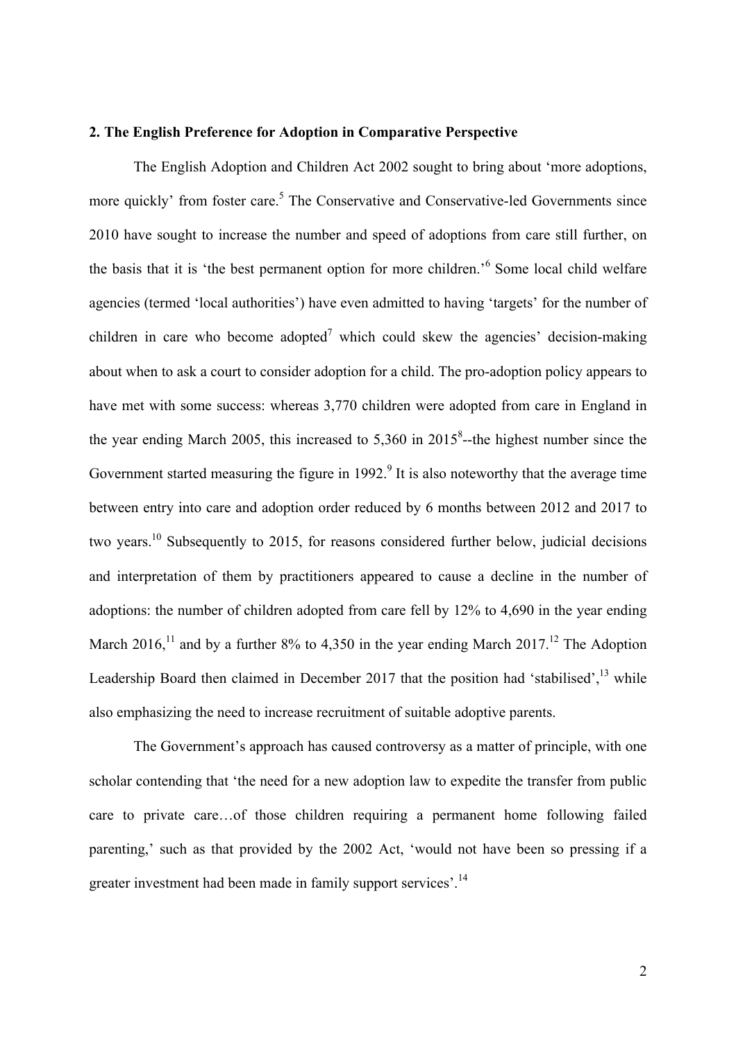**2. The English Preference for Adoption in Comparative Perspective**

The English Adoption and Children Act 2002 sought to bring about 'more adoptions, more quickly' from foster care.[5] The Conservative and Conservative-led Governments since 2010 have sought to increase the number and speed of adoptions from care still further, on the basis that it is 'the best permanent option for more children.'[6] Some local child welfare agencies (termed 'local authorities') have even admitted to having 'targets' for the number of children in care who become adopted[7] which could skew the agencies' decision-making about when to ask a court to consider adoption for a child. The pro-adoption policy appears to have met with some success: whereas 3,770 children were adopted from care in England in the year ending March 2005, this increased to 5,360 in 2015[8]--the highest number since the Government started measuring the figure in 1992.[9] It is also noteworthy that the average time between entry into care and adoption order reduced by 6 months between 2012 and 2017 to two years.[10] Subsequently to 2015, for reasons considered further below, judicial decisions and interpretation of them by practitioners appeared to cause a decline in the number of adoptions: the number of children adopted from care fell by 12% to 4,690 in the year ending March 2016,[11] and by a further 8% to 4,350 in the year ending March 2017.[12] The Adoption Leadership Board then claimed in December 2017 that the position had 'stabilised',[13] while also emphasizing the need to increase recruitment of suitable adoptive parents.

The Government's approach has caused controversy as a matter of principle, with one scholar contending that 'the need for a new adoption law to expedite the transfer from public care to private care…of those children requiring a permanent home following failed parenting,' such as that provided by the 2002 Act, 'would not have been so pressing if a greater investment had been made in family support services'.[14]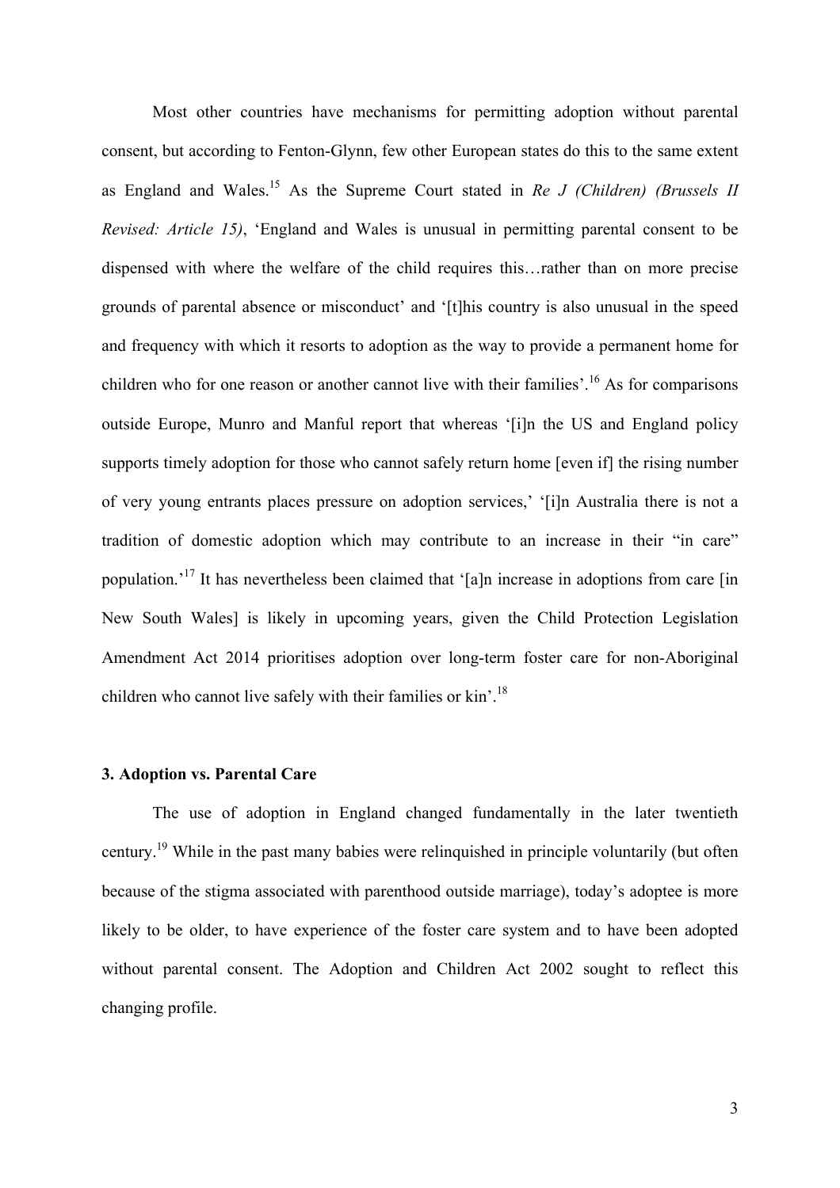Most other countries have mechanisms for permitting adoption without parental consent, but according to Fenton-Glynn, few other European states do this to the same extent as England and Wales.[15] As the Supreme Court stated in *Re J (Children) (Brussels II Revised: Article 15)*, 'England and Wales is unusual in permitting parental consent to be dispensed with where the welfare of the child requires this…rather than on more precise grounds of parental absence or misconduct' and '[t]his country is also unusual in the speed and frequency with which it resorts to adoption as the way to provide a permanent home for children who for one reason or another cannot live with their families'.[16] As for comparisons outside Europe, Munro and Manful report that whereas '[i]n the US and England policy supports timely adoption for those who cannot safely return home [even if] the rising number of very young entrants places pressure on adoption services,' '[i]n Australia there is not a tradition of domestic adoption which may contribute to an increase in their "in care" population.'[17] It has nevertheless been claimed that '[a]n increase in adoptions from care [in New South Wales] is likely in upcoming years, given the Child Protection Legislation Amendment Act 2014 prioritises adoption over long-term foster care for non-Aboriginal children who cannot live safely with their families or kin'.[18]

### 3. Adoption vs. Parental Care

The use of adoption in England changed fundamentally in the later twentieth century.[19] While in the past many babies were relinquished in principle voluntarily (but often because of the stigma associated with parenthood outside marriage), today's adoptee is more likely to be older, to have experience of the foster care system and to have been adopted without parental consent. The Adoption and Children Act 2002 sought to reflect this changing profile.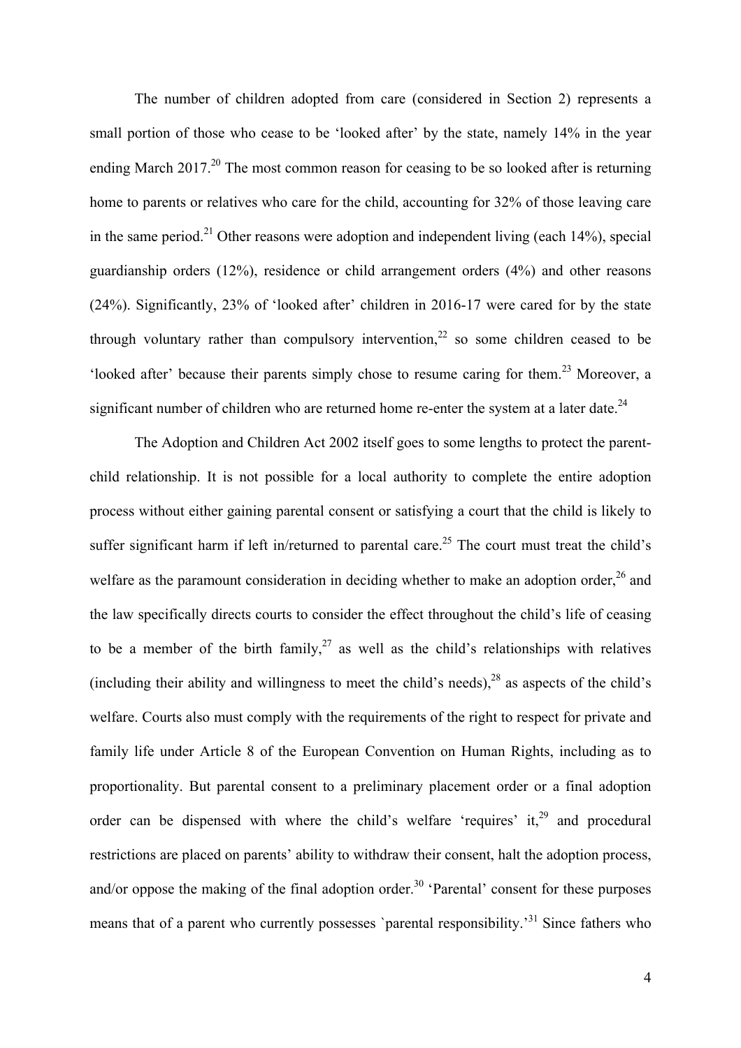The number of children adopted from care (considered in Section 2) represents a small portion of those who cease to be 'looked after' by the state, namely 14% in the year ending March 2017.[20] The most common reason for ceasing to be so looked after is returning home to parents or relatives who care for the child, accounting for 32% of those leaving care in the same period.[21] Other reasons were adoption and independent living (each 14%), special guardianship orders (12%), residence or child arrangement orders (4%) and other reasons (24%). Significantly, 23% of 'looked after' children in 2016-17 were cared for by the state through voluntary rather than compulsory intervention,[22] so some children ceased to be 'looked after' because their parents simply chose to resume caring for them.[23] Moreover, a significant number of children who are returned home re-enter the system at a later date.[24]

The Adoption and Children Act 2002 itself goes to some lengths to protect the parent-child relationship. It is not possible for a local authority to complete the entire adoption process without either gaining parental consent or satisfying a court that the child is likely to suffer significant harm if left in/returned to parental care.[25] The court must treat the child's welfare as the paramount consideration in deciding whether to make an adoption order,[26] and the law specifically directs courts to consider the effect throughout the child's life of ceasing to be a member of the birth family,[27] as well as the child's relationships with relatives (including their ability and willingness to meet the child's needs),[28] as aspects of the child's welfare. Courts also must comply with the requirements of the right to respect for private and family life under Article 8 of the European Convention on Human Rights, including as to proportionality. But parental consent to a preliminary placement order or a final adoption order can be dispensed with where the child's welfare 'requires' it,[29] and procedural restrictions are placed on parents' ability to withdraw their consent, halt the adoption process, and/or oppose the making of the final adoption order.[30] 'Parental' consent for these purposes means that of a parent who currently possesses `parental responsibility.'[31] Since fathers who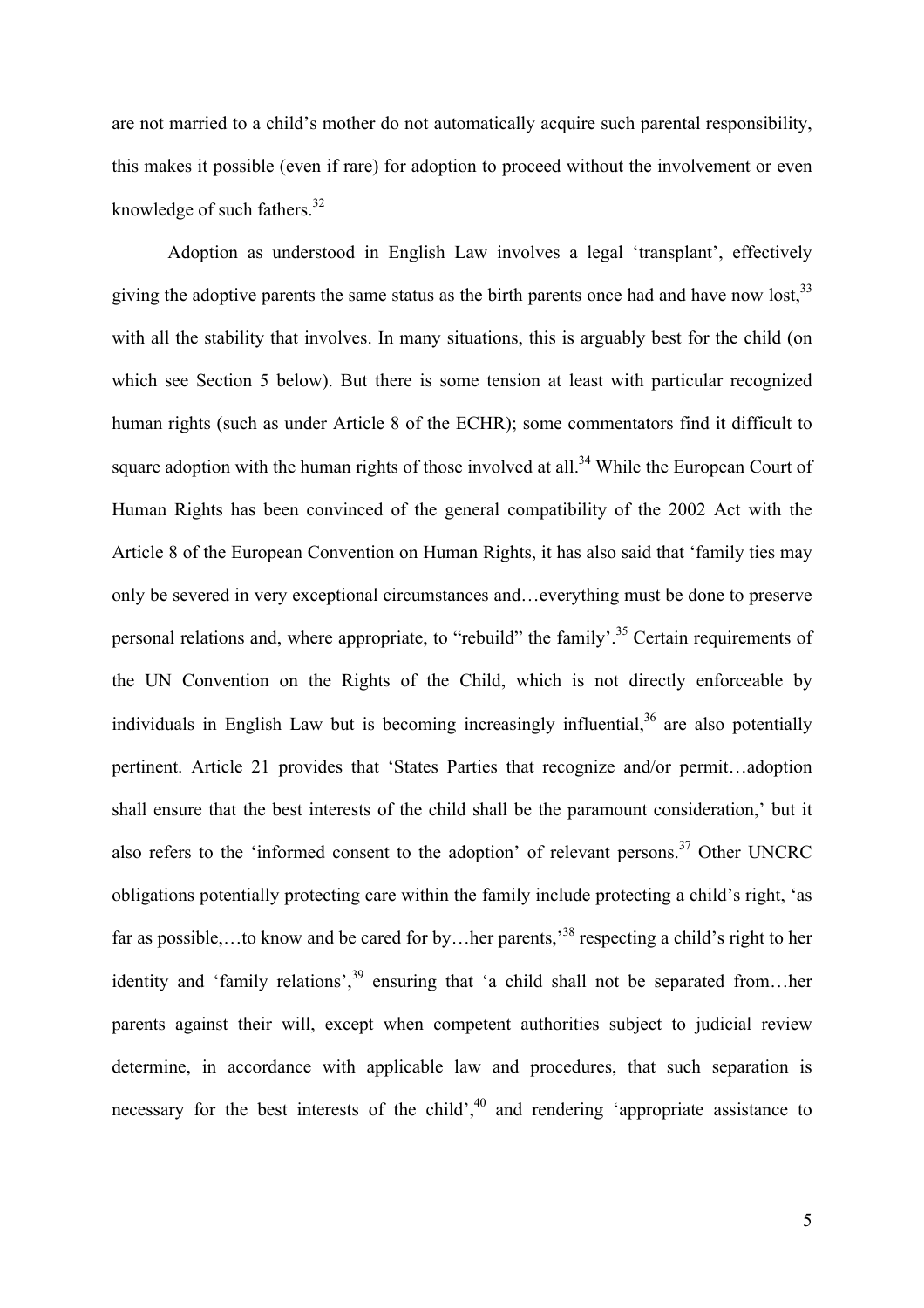are not married to a child's mother do not automatically acquire such parental responsibility, this makes it possible (even if rare) for adoption to proceed without the involvement or even knowledge of such fathers.[32]

Adoption as understood in English Law involves a legal 'transplant', effectively giving the adoptive parents the same status as the birth parents once had and have now lost,[33] with all the stability that involves. In many situations, this is arguably best for the child (on which see Section 5 below). But there is some tension at least with particular recognized human rights (such as under Article 8 of the ECHR); some commentators find it difficult to square adoption with the human rights of those involved at all.[34] While the European Court of Human Rights has been convinced of the general compatibility of the 2002 Act with the Article 8 of the European Convention on Human Rights, it has also said that 'family ties may only be severed in very exceptional circumstances and…everything must be done to preserve personal relations and, where appropriate, to "rebuild" the family'.[35] Certain requirements of the UN Convention on the Rights of the Child, which is not directly enforceable by individuals in English Law but is becoming increasingly influential,[36] are also potentially pertinent. Article 21 provides that 'States Parties that recognize and/or permit…adoption shall ensure that the best interests of the child shall be the paramount consideration,' but it also refers to the 'informed consent to the adoption' of relevant persons.[37] Other UNCRC obligations potentially protecting care within the family include protecting a child's right, 'as far as possible,…to know and be cared for by…her parents,'[38] respecting a child's right to her identity and 'family relations',[39] ensuring that 'a child shall not be separated from…her parents against their will, except when competent authorities subject to judicial review determine, in accordance with applicable law and procedures, that such separation is necessary for the best interests of the child',[40] and rendering 'appropriate assistance to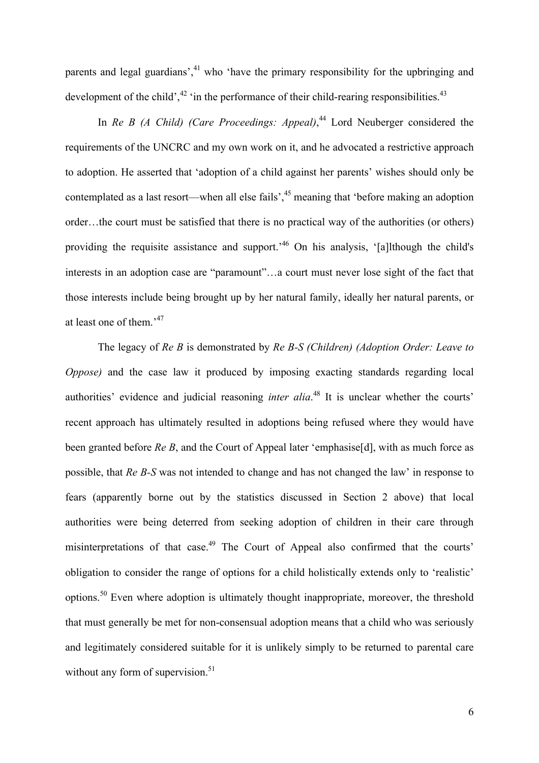parents and legal guardians',[41] who 'have the primary responsibility for the upbringing and development of the child',[42] 'in the performance of their child-rearing responsibilities.[43]

In *Re B (A Child) (Care Proceedings: Appeal)*,[44] Lord Neuberger considered the requirements of the UNCRC and my own work on it, and he advocated a restrictive approach to adoption. He asserted that 'adoption of a child against her parents' wishes should only be contemplated as a last resort—when all else fails',[45] meaning that 'before making an adoption order…the court must be satisfied that there is no practical way of the authorities (or others) providing the requisite assistance and support.'[46] On his analysis, '[a]lthough the child's interests in an adoption case are "paramount"…a court must never lose sight of the fact that those interests include being brought up by her natural family, ideally her natural parents, or at least one of them.'[47]

The legacy of *Re B* is demonstrated by *Re B-S (Children) (Adoption Order: Leave to Oppose)* and the case law it produced by imposing exacting standards regarding local authorities' evidence and judicial reasoning *inter alia*.[48] It is unclear whether the courts' recent approach has ultimately resulted in adoptions being refused where they would have been granted before *Re B*, and the Court of Appeal later 'emphasise[d], with as much force as possible, that *Re B-S* was not intended to change and has not changed the law' in response to fears (apparently borne out by the statistics discussed in Section 2 above) that local authorities were being deterred from seeking adoption of children in their care through misinterpretations of that case.[49] The Court of Appeal also confirmed that the courts' obligation to consider the range of options for a child holistically extends only to 'realistic' options.[50] Even where adoption is ultimately thought inappropriate, moreover, the threshold that must generally be met for non-consensual adoption means that a child who was seriously and legitimately considered suitable for it is unlikely simply to be returned to parental care without any form of supervision.[51]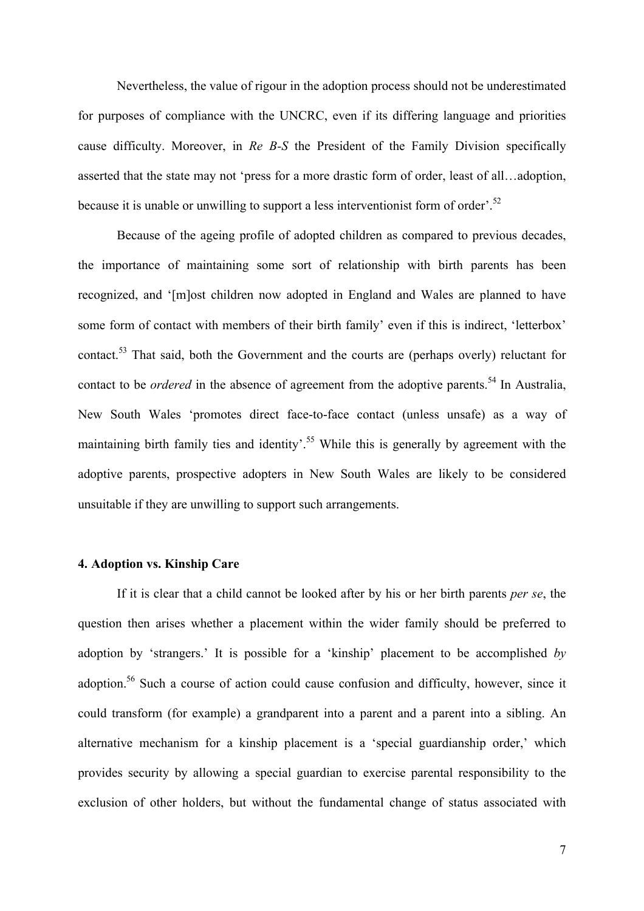Nevertheless, the value of rigour in the adoption process should not be underestimated for purposes of compliance with the UNCRC, even if its differing language and priorities cause difficulty. Moreover, in *Re B-S* the President of the Family Division specifically asserted that the state may not 'press for a more drastic form of order, least of all…adoption, because it is unable or unwilling to support a less interventionist form of order'.[52]

Because of the ageing profile of adopted children as compared to previous decades, the importance of maintaining some sort of relationship with birth parents has been recognized, and '[m]ost children now adopted in England and Wales are planned to have some form of contact with members of their birth family' even if this is indirect, 'letterbox' contact.[53] That said, both the Government and the courts are (perhaps overly) reluctant for contact to be *ordered* in the absence of agreement from the adoptive parents.[54] In Australia, New South Wales 'promotes direct face-to-face contact (unless unsafe) as a way of maintaining birth family ties and identity'.[55] While this is generally by agreement with the adoptive parents, prospective adopters in New South Wales are likely to be considered unsuitable if they are unwilling to support such arrangements.

### 4. Adoption vs. Kinship Care

If it is clear that a child cannot be looked after by his or her birth parents *per se*, the question then arises whether a placement within the wider family should be preferred to adoption by 'strangers.' It is possible for a 'kinship' placement to be accomplished *by* adoption.[56] Such a course of action could cause confusion and difficulty, however, since it could transform (for example) a grandparent into a parent and a parent into a sibling. An alternative mechanism for a kinship placement is a 'special guardianship order,' which provides security by allowing a special guardian to exercise parental responsibility to the exclusion of other holders, but without the fundamental change of status associated with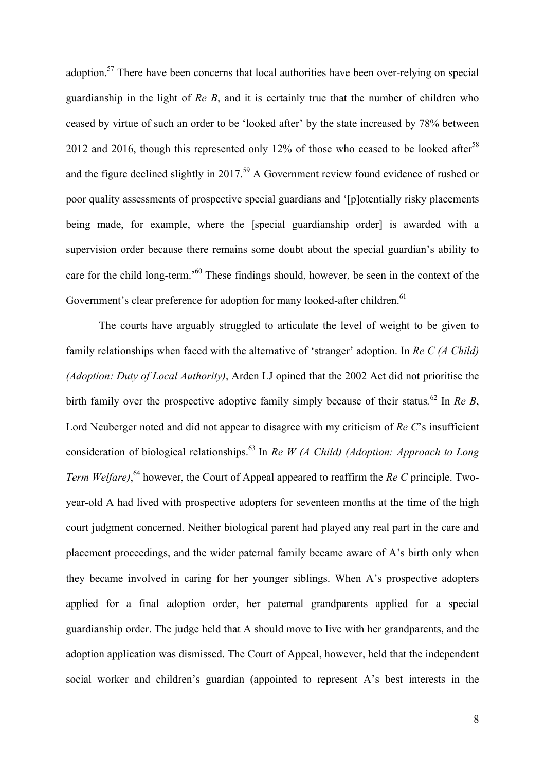adoption.[57] There have been concerns that local authorities have been over-relying on special guardianship in the light of *Re B*, and it is certainly true that the number of children who ceased by virtue of such an order to be 'looked after' by the state increased by 78% between 2012 and 2016, though this represented only 12% of those who ceased to be looked after[58] and the figure declined slightly in 2017.[59] A Government review found evidence of rushed or poor quality assessments of prospective special guardians and '[p]otentially risky placements being made, for example, where the [special guardianship order] is awarded with a supervision order because there remains some doubt about the special guardian's ability to care for the child long-term.'[60] These findings should, however, be seen in the context of the Government's clear preference for adoption for many looked-after children.[61]

The courts have arguably struggled to articulate the level of weight to be given to family relationships when faced with the alternative of 'stranger' adoption. In *Re C (A Child) (Adoption: Duty of Local Authority)*, Arden LJ opined that the 2002 Act did not prioritise the birth family over the prospective adoptive family simply because of their status.[62] In *Re B*, Lord Neuberger noted and did not appear to disagree with my criticism of *Re C*'s insufficient consideration of biological relationships.[63] In *Re W (A Child) (Adoption: Approach to Long Term Welfare)*,[64] however, the Court of Appeal appeared to reaffirm the *Re C* principle. Two-year-old A had lived with prospective adopters for seventeen months at the time of the high court judgment concerned. Neither biological parent had played any real part in the care and placement proceedings, and the wider paternal family became aware of A's birth only when they became involved in caring for her younger siblings. When A's prospective adopters applied for a final adoption order, her paternal grandparents applied for a special guardianship order. The judge held that A should move to live with her grandparents, and the adoption application was dismissed. The Court of Appeal, however, held that the independent social worker and children's guardian (appointed to represent A's best interests in the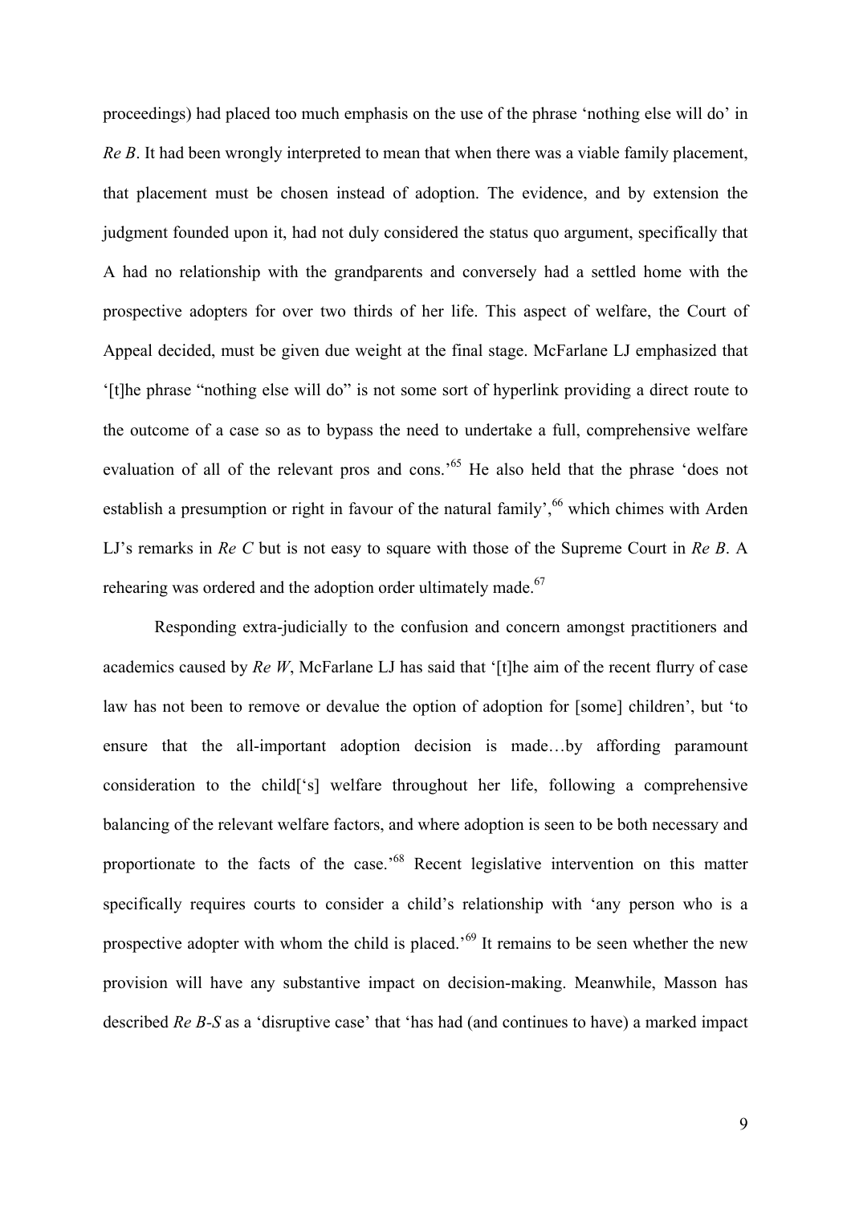proceedings) had placed too much emphasis on the use of the phrase 'nothing else will do' in *Re B*. It had been wrongly interpreted to mean that when there was a viable family placement, that placement must be chosen instead of adoption. The evidence, and by extension the judgment founded upon it, had not duly considered the status quo argument, specifically that A had no relationship with the grandparents and conversely had a settled home with the prospective adopters for over two thirds of her life. This aspect of welfare, the Court of Appeal decided, must be given due weight at the final stage. McFarlane LJ emphasized that '[t]he phrase "nothing else will do" is not some sort of hyperlink providing a direct route to the outcome of a case so as to bypass the need to undertake a full, comprehensive welfare evaluation of all of the relevant pros and cons.'[65] He also held that the phrase 'does not establish a presumption or right in favour of the natural family',[66] which chimes with Arden LJ's remarks in *Re C* but is not easy to square with those of the Supreme Court in *Re B*. A rehearing was ordered and the adoption order ultimately made.[67]

Responding extra-judicially to the confusion and concern amongst practitioners and academics caused by *Re W*, McFarlane LJ has said that '[t]he aim of the recent flurry of case law has not been to remove or devalue the option of adoption for [some] children', but 'to ensure that the all-important adoption decision is made…by affording paramount consideration to the child['s] welfare throughout her life, following a comprehensive balancing of the relevant welfare factors, and where adoption is seen to be both necessary and proportionate to the facts of the case.'[68] Recent legislative intervention on this matter specifically requires courts to consider a child's relationship with 'any person who is a prospective adopter with whom the child is placed.'[69] It remains to be seen whether the new provision will have any substantive impact on decision-making. Meanwhile, Masson has described *Re B-S* as a 'disruptive case' that 'has had (and continues to have) a marked impact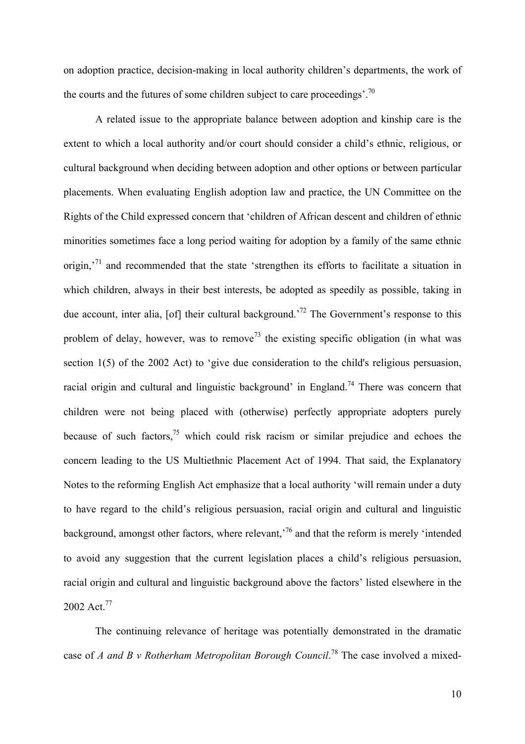on adoption practice, decision-making in local authority children's departments, the work of the courts and the futures of some children subject to care proceedings'.[70]

A related issue to the appropriate balance between adoption and kinship care is the extent to which a local authority and/or court should consider a child's ethnic, religious, or cultural background when deciding between adoption and other options or between particular placements. When evaluating English adoption law and practice, the UN Committee on the Rights of the Child expressed concern that 'children of African descent and children of ethnic minorities sometimes face a long period waiting for adoption by a family of the same ethnic origin,'[71] and recommended that the state 'strengthen its efforts to facilitate a situation in which children, always in their best interests, be adopted as speedily as possible, taking in due account, inter alia, [of] their cultural background.'[72] The Government's response to this problem of delay, however, was to remove[73] the existing specific obligation (in what was section 1(5) of the 2002 Act) to 'give due consideration to the child's religious persuasion, racial origin and cultural and linguistic background' in England.[74] There was concern that children were not being placed with (otherwise) perfectly appropriate adopters purely because of such factors,[75] which could risk racism or similar prejudice and echoes the concern leading to the US Multiethnic Placement Act of 1994. That said, the Explanatory Notes to the reforming English Act emphasize that a local authority 'will remain under a duty to have regard to the child's religious persuasion, racial origin and cultural and linguistic background, amongst other factors, where relevant,'[76] and that the reform is merely 'intended to avoid any suggestion that the current legislation places a child's religious persuasion, racial origin and cultural and linguistic background above the factors' listed elsewhere in the 2002 Act.[77]

The continuing relevance of heritage was potentially demonstrated in the dramatic case of *A and B v Rotherham Metropolitan Borough Council*.[78] The case involved a mixed-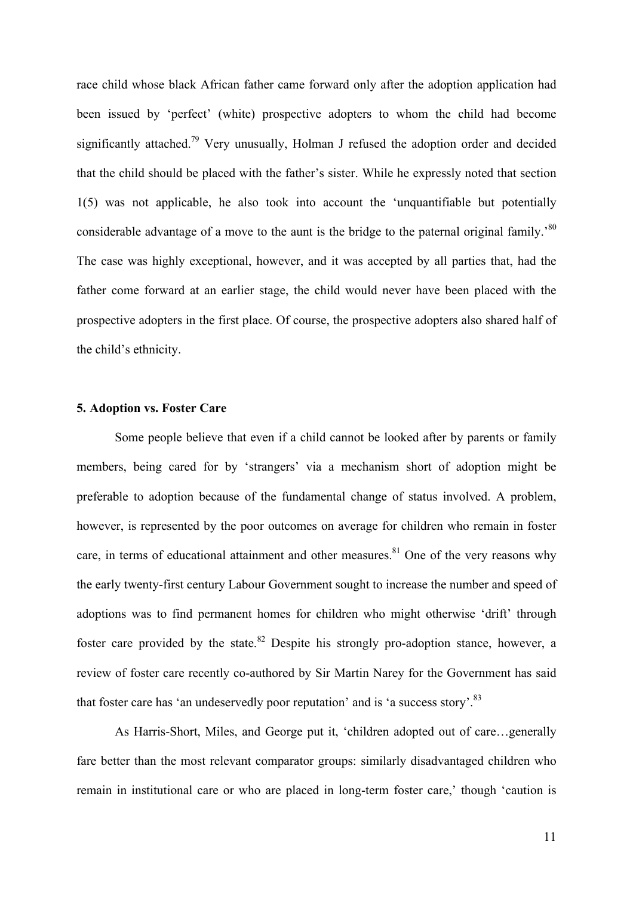race child whose black African father came forward only after the adoption application had been issued by 'perfect' (white) prospective adopters to whom the child had become significantly attached.[79] Very unusually, Holman J refused the adoption order and decided that the child should be placed with the father's sister. While he expressly noted that section 1(5) was not applicable, he also took into account the 'unquantifiable but potentially considerable advantage of a move to the aunt is the bridge to the paternal original family.'[80] The case was highly exceptional, however, and it was accepted by all parties that, had the father come forward at an earlier stage, the child would never have been placed with the prospective adopters in the first place. Of course, the prospective adopters also shared half of the child's ethnicity.

### 5. Adoption vs. Foster Care

Some people believe that even if a child cannot be looked after by parents or family members, being cared for by 'strangers' via a mechanism short of adoption might be preferable to adoption because of the fundamental change of status involved. A problem, however, is represented by the poor outcomes on average for children who remain in foster care, in terms of educational attainment and other measures.[81] One of the very reasons why the early twenty-first century Labour Government sought to increase the number and speed of adoptions was to find permanent homes for children who might otherwise 'drift' through foster care provided by the state.[82] Despite his strongly pro-adoption stance, however, a review of foster care recently co-authored by Sir Martin Narey for the Government has said that foster care has 'an undeservedly poor reputation' and is 'a success story'.[83]

As Harris-Short, Miles, and George put it, 'children adopted out of care…generally fare better than the most relevant comparator groups: similarly disadvantaged children who remain in institutional care or who are placed in long-term foster care,' though 'caution is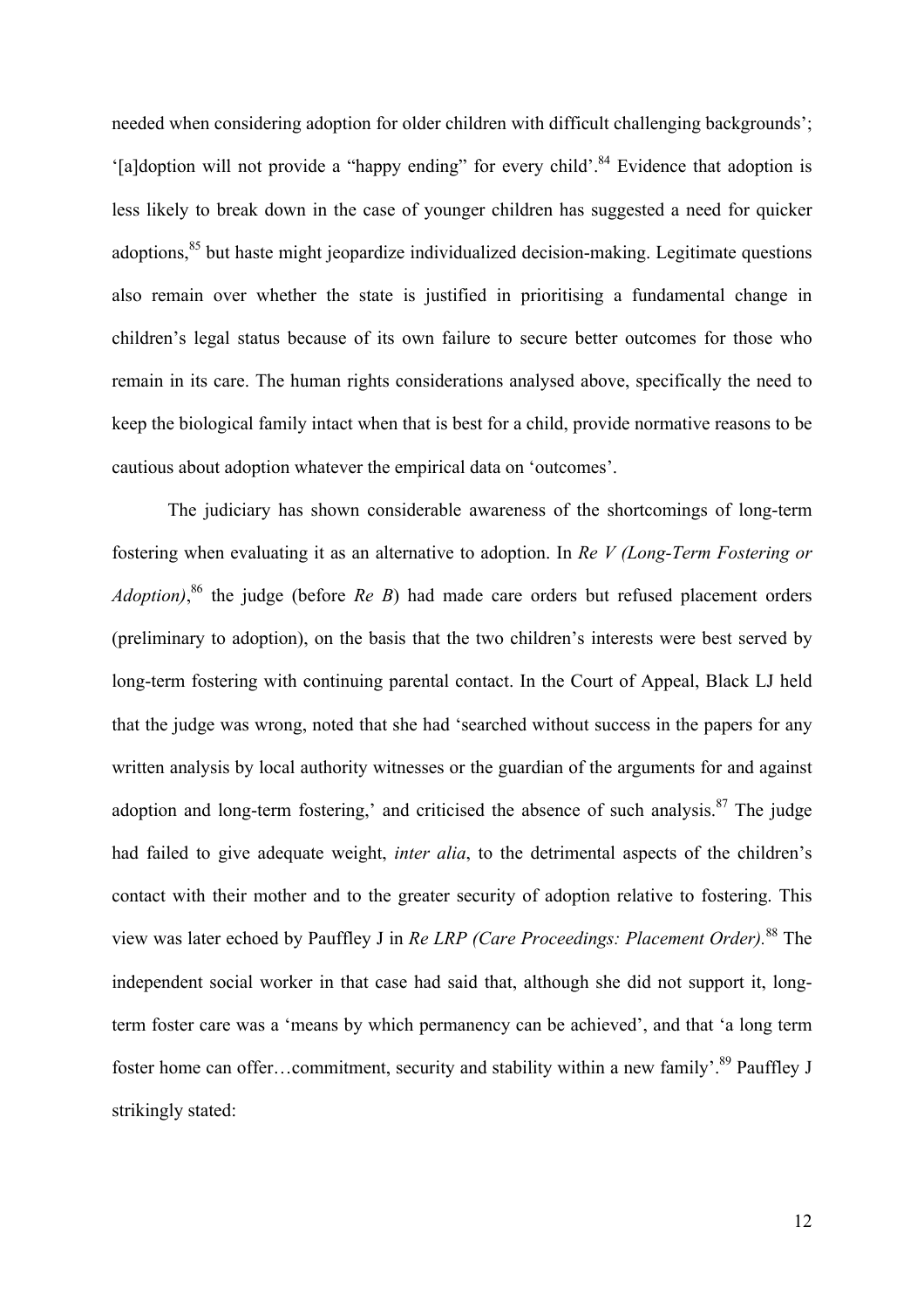needed when considering adoption for older children with difficult challenging backgrounds'; '[a]doption will not provide a "happy ending" for every child'.[84] Evidence that adoption is less likely to break down in the case of younger children has suggested a need for quicker adoptions,[85] but haste might jeopardize individualized decision-making. Legitimate questions also remain over whether the state is justified in prioritising a fundamental change in children's legal status because of its own failure to secure better outcomes for those who remain in its care. The human rights considerations analysed above, specifically the need to keep the biological family intact when that is best for a child, provide normative reasons to be cautious about adoption whatever the empirical data on 'outcomes'.

The judiciary has shown considerable awareness of the shortcomings of long-term fostering when evaluating it as an alternative to adoption. In *Re V (Long-Term Fostering or Adoption)*,[86] the judge (before *Re B*) had made care orders but refused placement orders (preliminary to adoption), on the basis that the two children's interests were best served by long-term fostering with continuing parental contact. In the Court of Appeal, Black LJ held that the judge was wrong, noted that she had 'searched without success in the papers for any written analysis by local authority witnesses or the guardian of the arguments for and against adoption and long-term fostering,' and criticised the absence of such analysis.[87] The judge had failed to give adequate weight, *inter alia*, to the detrimental aspects of the children's contact with their mother and to the greater security of adoption relative to fostering. This view was later echoed by Pauffley J in *Re LRP (Care Proceedings: Placement Order)*.[88] The independent social worker in that case had said that, although she did not support it, long-term foster care was a 'means by which permanency can be achieved', and that 'a long term foster home can offer…commitment, security and stability within a new family'.[89] Pauffley J strikingly stated: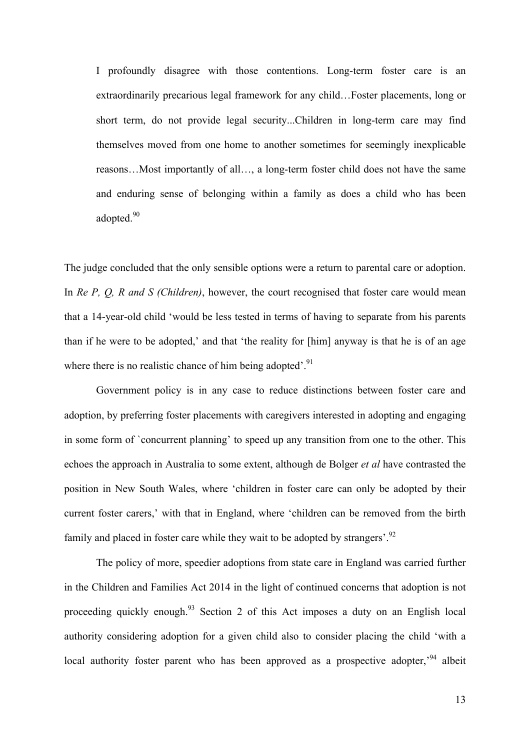> I profoundly disagree with those contentions. Long-term foster care is an extraordinarily precarious legal framework for any child…Foster placements, long or short term, do not provide legal security...Children in long-term care may find themselves moved from one home to another sometimes for seemingly inexplicable reasons…Most importantly of all…, a long-term foster child does not have the same and enduring sense of belonging within a family as does a child who has been adopted.[90]

The judge concluded that the only sensible options were a return to parental care or adoption. In *Re P, Q, R and S (Children)*, however, the court recognised that foster care would mean that a 14-year-old child 'would be less tested in terms of having to separate from his parents than if he were to be adopted,' and that 'the reality for [him] anyway is that he is of an age where there is no realistic chance of him being adopted'.[91]

Government policy is in any case to reduce distinctions between foster care and adoption, by preferring foster placements with caregivers interested in adopting and engaging in some form of `concurrent planning' to speed up any transition from one to the other. This echoes the approach in Australia to some extent, although de Bolger *et al* have contrasted the position in New South Wales, where 'children in foster care can only be adopted by their current foster carers,' with that in England, where 'children can be removed from the birth family and placed in foster care while they wait to be adopted by strangers'.[92]

The policy of more, speedier adoptions from state care in England was carried further in the Children and Families Act 2014 in the light of continued concerns that adoption is not proceeding quickly enough.[93] Section 2 of this Act imposes a duty on an English local authority considering adoption for a given child also to consider placing the child 'with a local authority foster parent who has been approved as a prospective adopter,'[94] albeit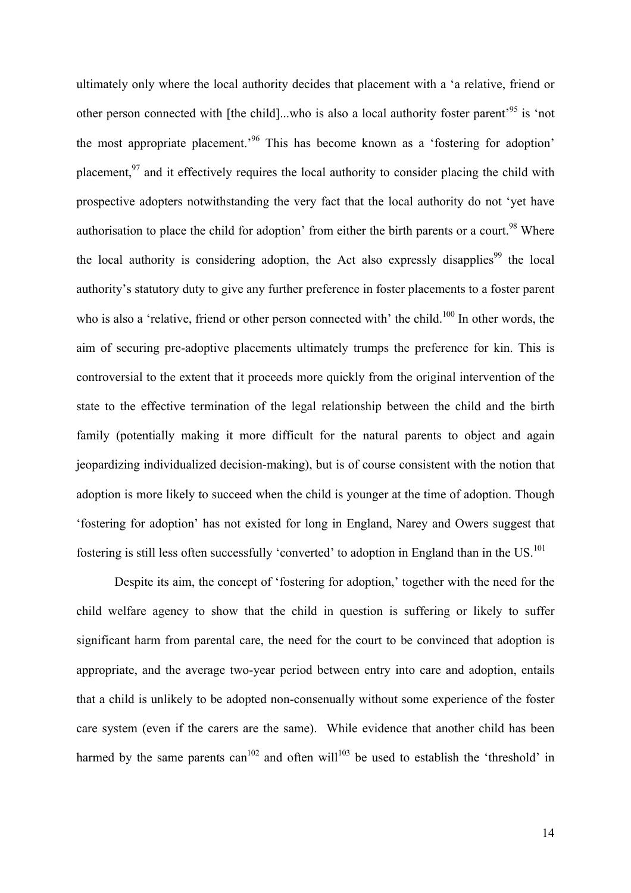ultimately only where the local authority decides that placement with a 'a relative, friend or other person connected with [the child]...who is also a local authority foster parent'[95] is 'not the most appropriate placement.'[96] This has become known as a 'fostering for adoption' placement,[97] and it effectively requires the local authority to consider placing the child with prospective adopters notwithstanding the very fact that the local authority do not 'yet have authorisation to place the child for adoption' from either the birth parents or a court.[98] Where the local authority is considering adoption, the Act also expressly disapplies[99] the local authority's statutory duty to give any further preference in foster placements to a foster parent who is also a 'relative, friend or other person connected with' the child.[100] In other words, the aim of securing pre-adoptive placements ultimately trumps the preference for kin. This is controversial to the extent that it proceeds more quickly from the original intervention of the state to the effective termination of the legal relationship between the child and the birth family (potentially making it more difficult for the natural parents to object and again jeopardizing individualized decision-making), but is of course consistent with the notion that adoption is more likely to succeed when the child is younger at the time of adoption. Though 'fostering for adoption' has not existed for long in England, Narey and Owers suggest that fostering is still less often successfully 'converted' to adoption in England than in the US.[101]

Despite its aim, the concept of 'fostering for adoption,' together with the need for the child welfare agency to show that the child in question is suffering or likely to suffer significant harm from parental care, the need for the court to be convinced that adoption is appropriate, and the average two-year period between entry into care and adoption, entails that a child is unlikely to be adopted non-consenually without some experience of the foster care system (even if the carers are the same). While evidence that another child has been harmed by the same parents can[102] and often will[103] be used to establish the 'threshold' in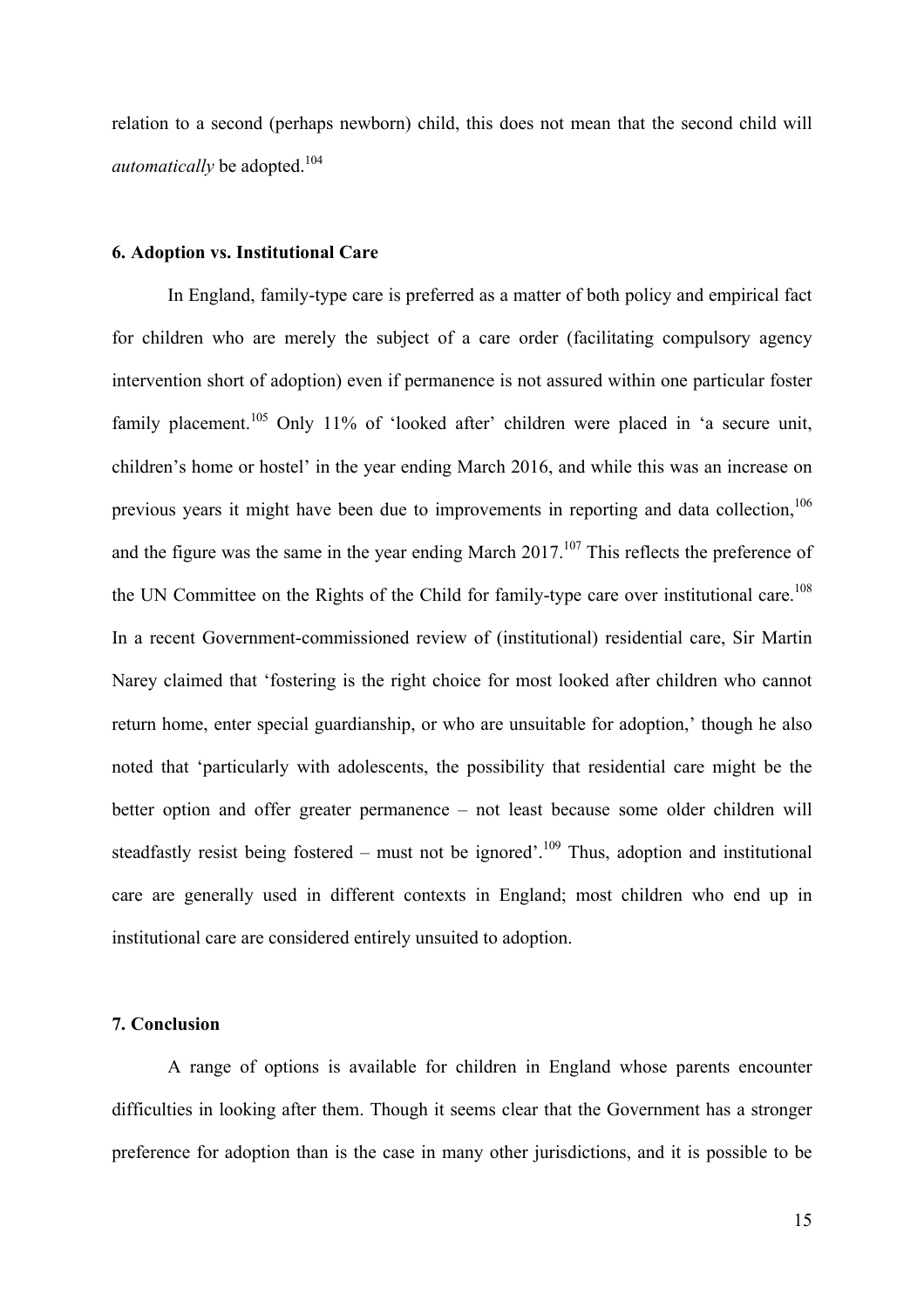relation to a second (perhaps newborn) child, this does not mean that the second child will *automatically* be adopted.[104]

### 6. Adoption vs. Institutional Care

In England, family-type care is preferred as a matter of both policy and empirical fact for children who are merely the subject of a care order (facilitating compulsory agency intervention short of adoption) even if permanence is not assured within one particular foster family placement.[105] Only 11% of 'looked after' children were placed in 'a secure unit, children's home or hostel' in the year ending March 2016, and while this was an increase on previous years it might have been due to improvements in reporting and data collection,[106] and the figure was the same in the year ending March 2017.[107] This reflects the preference of the UN Committee on the Rights of the Child for family-type care over institutional care.[108] In a recent Government-commissioned review of (institutional) residential care, Sir Martin Narey claimed that 'fostering is the right choice for most looked after children who cannot return home, enter special guardianship, or who are unsuitable for adoption,' though he also noted that 'particularly with adolescents, the possibility that residential care might be the better option and offer greater permanence – not least because some older children will steadfastly resist being fostered – must not be ignored'.[109] Thus, adoption and institutional care are generally used in different contexts in England; most children who end up in institutional care are considered entirely unsuited to adoption.

### 7. Conclusion

A range of options is available for children in England whose parents encounter difficulties in looking after them. Though it seems clear that the Government has a stronger preference for adoption than is the case in many other jurisdictions, and it is possible to be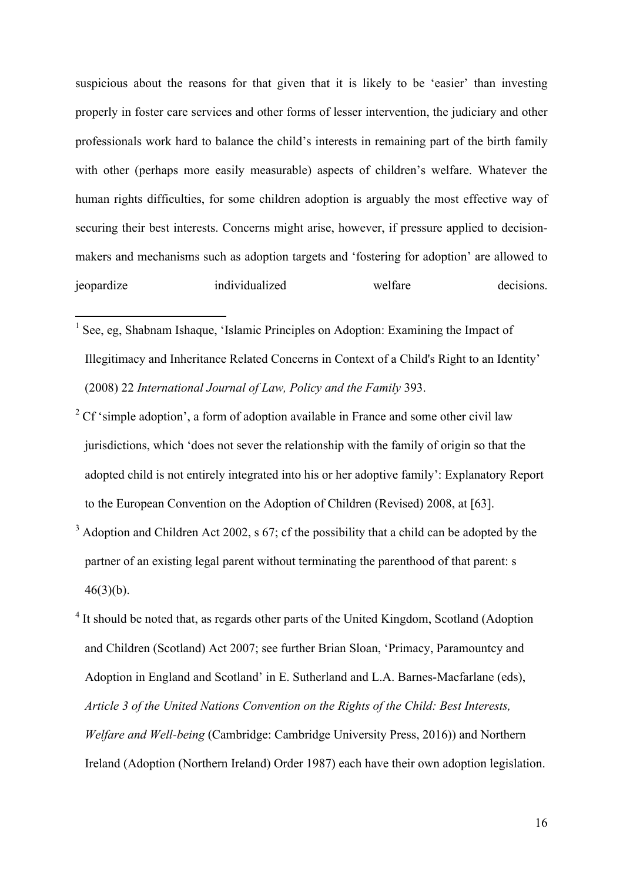suspicious about the reasons for that given that it is likely to be 'easier' than investing properly in foster care services and other forms of lesser intervention, the judiciary and other professionals work hard to balance the child's interests in remaining part of the birth family with other (perhaps more easily measurable) aspects of children's welfare. Whatever the human rights difficulties, for some children adoption is arguably the most effective way of securing their best interests. Concerns might arise, however, if pressure applied to decision-makers and mechanisms such as adoption targets and 'fostering for adoption' are allowed to jeopardize individualized welfare decisions.

---

[1] See, eg, Shabnam Ishaque, 'Islamic Principles on Adoption: Examining the Impact of Illegitimacy and Inheritance Related Concerns in Context of a Child's Right to an Identity' (2008) 22 *International Journal of Law, Policy and the Family* 393.

[2] Cf 'simple adoption', a form of adoption available in France and some other civil law jurisdictions, which 'does not sever the relationship with the family of origin so that the adopted child is not entirely integrated into his or her adoptive family': Explanatory Report to the European Convention on the Adoption of Children (Revised) 2008, at [63].

[3] Adoption and Children Act 2002, s 67; cf the possibility that a child can be adopted by the partner of an existing legal parent without terminating the parenthood of that parent: s 46(3)(b).

[4] It should be noted that, as regards other parts of the United Kingdom, Scotland (Adoption and Children (Scotland) Act 2007; see further Brian Sloan, 'Primacy, Paramountcy and Adoption in England and Scotland' in E. Sutherland and L.A. Barnes-Macfarlane (eds), *Article 3 of the United Nations Convention on the Rights of the Child: Best Interests, Welfare and Well-being* (Cambridge: Cambridge University Press, 2016)) and Northern Ireland (Adoption (Northern Ireland) Order 1987) each have their own adoption legislation.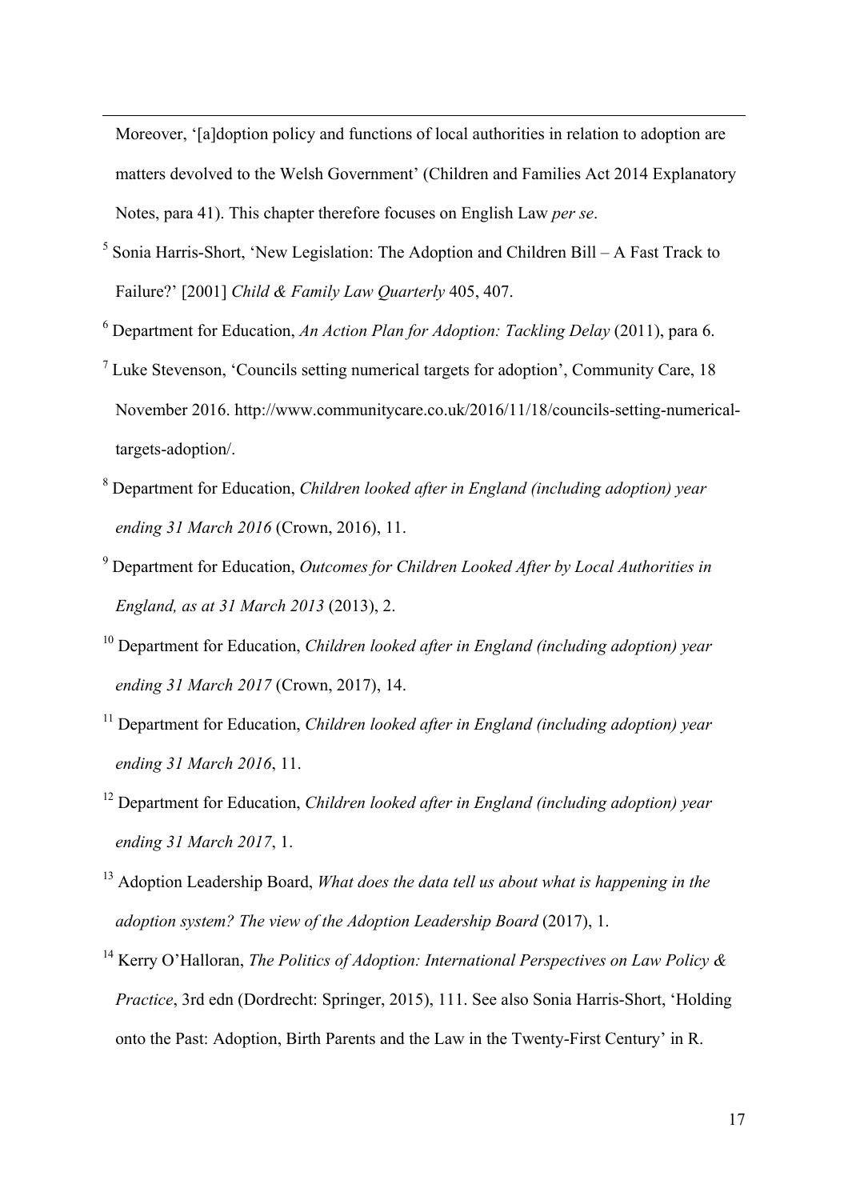Moreover, '[a]doption policy and functions of local authorities in relation to adoption are matters devolved to the Welsh Government' (Children and Families Act 2014 Explanatory Notes, para 41). This chapter therefore focuses on English Law *per se*.

[5] Sonia Harris-Short, 'New Legislation: The Adoption and Children Bill – A Fast Track to Failure?' [2001] *Child & Family Law Quarterly* 405, 407.

[6] Department for Education, *An Action Plan for Adoption: Tackling Delay* (2011), para 6.

[7] Luke Stevenson, 'Councils setting numerical targets for adoption', Community Care, 18 November 2016. http://www.communitycare.co.uk/2016/11/18/councils-setting-numerical-targets-adoption/.

[8] Department for Education, *Children looked after in England (including adoption) year ending 31 March 2016* (Crown, 2016), 11.

[9] Department for Education, *Outcomes for Children Looked After by Local Authorities in England, as at 31 March 2013* (2013), 2.

[10] Department for Education, *Children looked after in England (including adoption) year ending 31 March 2017* (Crown, 2017), 14.

[11] Department for Education, *Children looked after in England (including adoption) year ending 31 March 2016*, 11.

[12] Department for Education, *Children looked after in England (including adoption) year ending 31 March 2017*, 1.

[13] Adoption Leadership Board, *What does the data tell us about what is happening in the adoption system? The view of the Adoption Leadership Board* (2017), 1.

[14] Kerry O'Halloran, *The Politics of Adoption: International Perspectives on Law Policy & Practice*, 3rd edn (Dordrecht: Springer, 2015), 111. See also Sonia Harris-Short, 'Holding onto the Past: Adoption, Birth Parents and the Law in the Twenty-First Century' in R.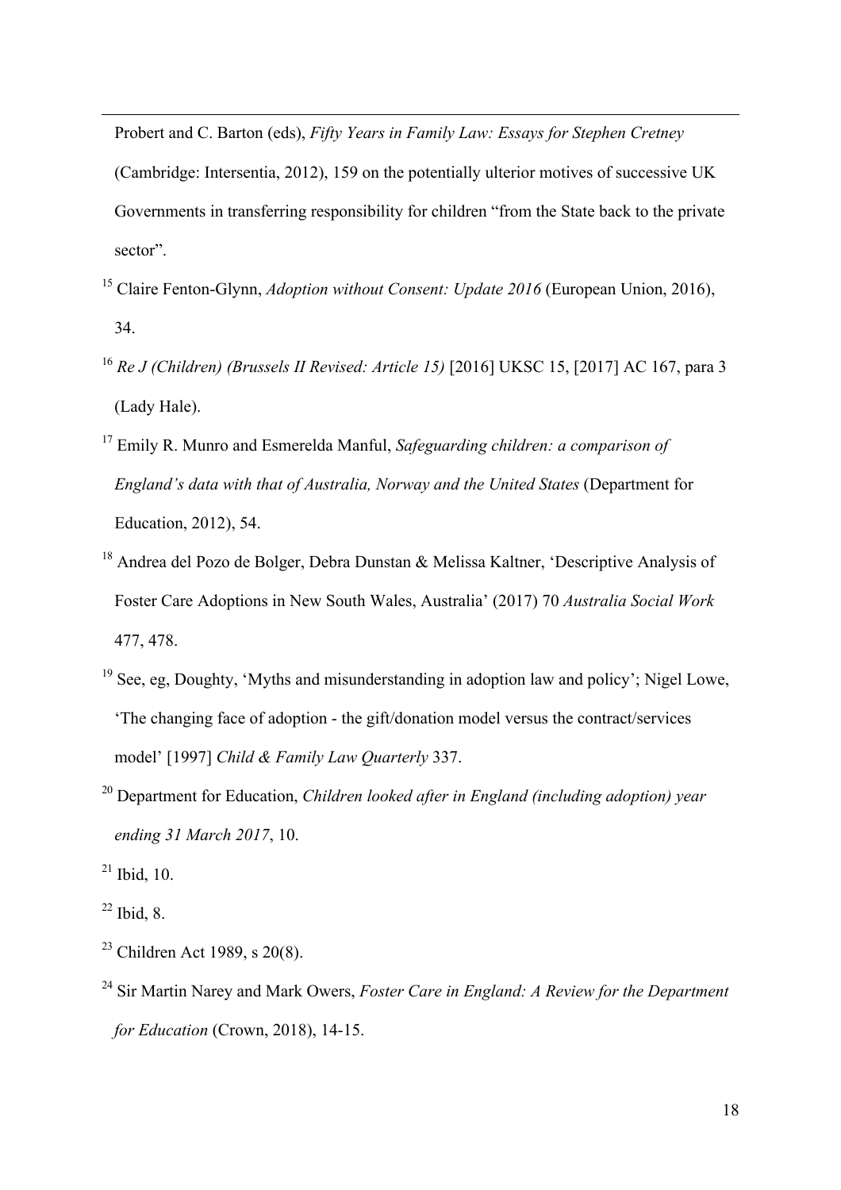Probert and C. Barton (eds), *Fifty Years in Family Law: Essays for Stephen Cretney* (Cambridge: Intersentia, 2012), 159 on the potentially ulterior motives of successive UK Governments in transferring responsibility for children "from the State back to the private sector".

[15] Claire Fenton-Glynn, *Adoption without Consent: Update 2016* (European Union, 2016), 34.

[16] *Re J (Children) (Brussels II Revised: Article 15)* [2016] UKSC 15, [2017] AC 167, para 3 (Lady Hale).

[17] Emily R. Munro and Esmerelda Manful, *Safeguarding children: a comparison of England's data with that of Australia, Norway and the United States* (Department for Education, 2012), 54.

[18] Andrea del Pozo de Bolger, Debra Dunstan & Melissa Kaltner, 'Descriptive Analysis of Foster Care Adoptions in New South Wales, Australia' (2017) 70 *Australia Social Work* 477, 478.

[19] See, eg, Doughty, 'Myths and misunderstanding in adoption law and policy'; Nigel Lowe, 'The changing face of adoption - the gift/donation model versus the contract/services model' [1997] *Child & Family Law Quarterly* 337.

[20] Department for Education, *Children looked after in England (including adoption) year ending 31 March 2017*, 10.

[21] Ibid, 10.

[22] Ibid, 8.

[23] Children Act 1989, s 20(8).

[24] Sir Martin Narey and Mark Owers, *Foster Care in England: A Review for the Department for Education* (Crown, 2018), 14-15.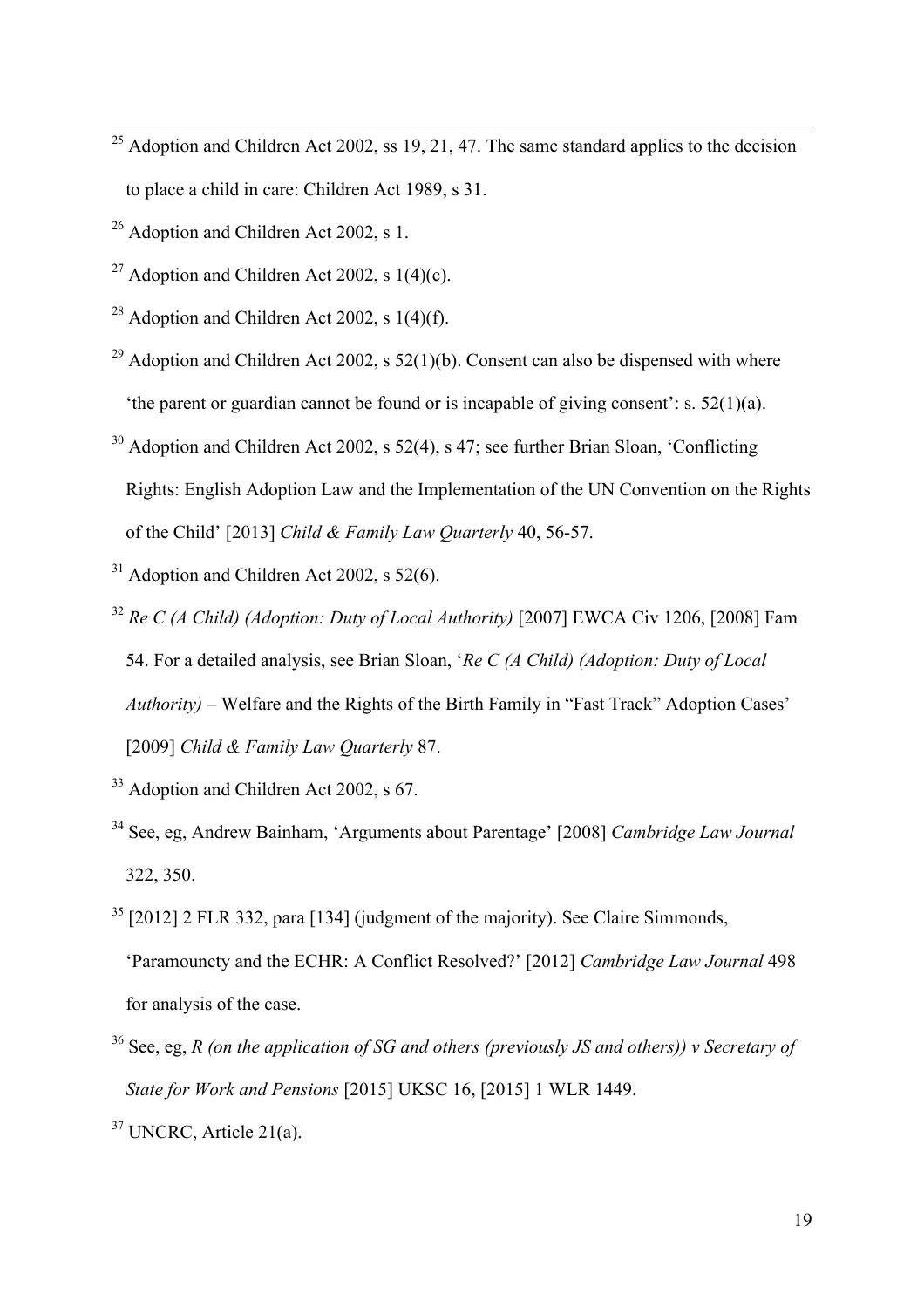[25] Adoption and Children Act 2002, ss 19, 21, 47. The same standard applies to the decision to place a child in care: Children Act 1989, s 31.

[26] Adoption and Children Act 2002, s 1.

[27] Adoption and Children Act 2002, s 1(4)(c).

[28] Adoption and Children Act 2002, s 1(4)(f).

[29] Adoption and Children Act 2002, s 52(1)(b). Consent can also be dispensed with where 'the parent or guardian cannot be found or is incapable of giving consent': s. 52(1)(a).

[30] Adoption and Children Act 2002, s 52(4), s 47; see further Brian Sloan, 'Conflicting Rights: English Adoption Law and the Implementation of the UN Convention on the Rights of the Child' [2013] *Child & Family Law Quarterly* 40, 56-57.

[31] Adoption and Children Act 2002, s 52(6).

[32] *Re C (A Child) (Adoption: Duty of Local Authority)* [2007] EWCA Civ 1206, [2008] Fam 54. For a detailed analysis, see Brian Sloan, '*Re C (A Child) (Adoption: Duty of Local Authority)* – Welfare and the Rights of the Birth Family in "Fast Track" Adoption Cases' [2009] *Child & Family Law Quarterly* 87.

[33] Adoption and Children Act 2002, s 67.

[34] See, eg, Andrew Bainham, 'Arguments about Parentage' [2008] *Cambridge Law Journal* 322, 350.

[35] [2012] 2 FLR 332, para [134] (judgment of the majority). See Claire Simmonds, 'Paramouncty and the ECHR: A Conflict Resolved?' [2012] *Cambridge Law Journal* 498 for analysis of the case.

[36] See, eg, *R (on the application of SG and others (previously JS and others)) v Secretary of State for Work and Pensions* [2015] UKSC 16, [2015] 1 WLR 1449.

[37] UNCRC, Article 21(a).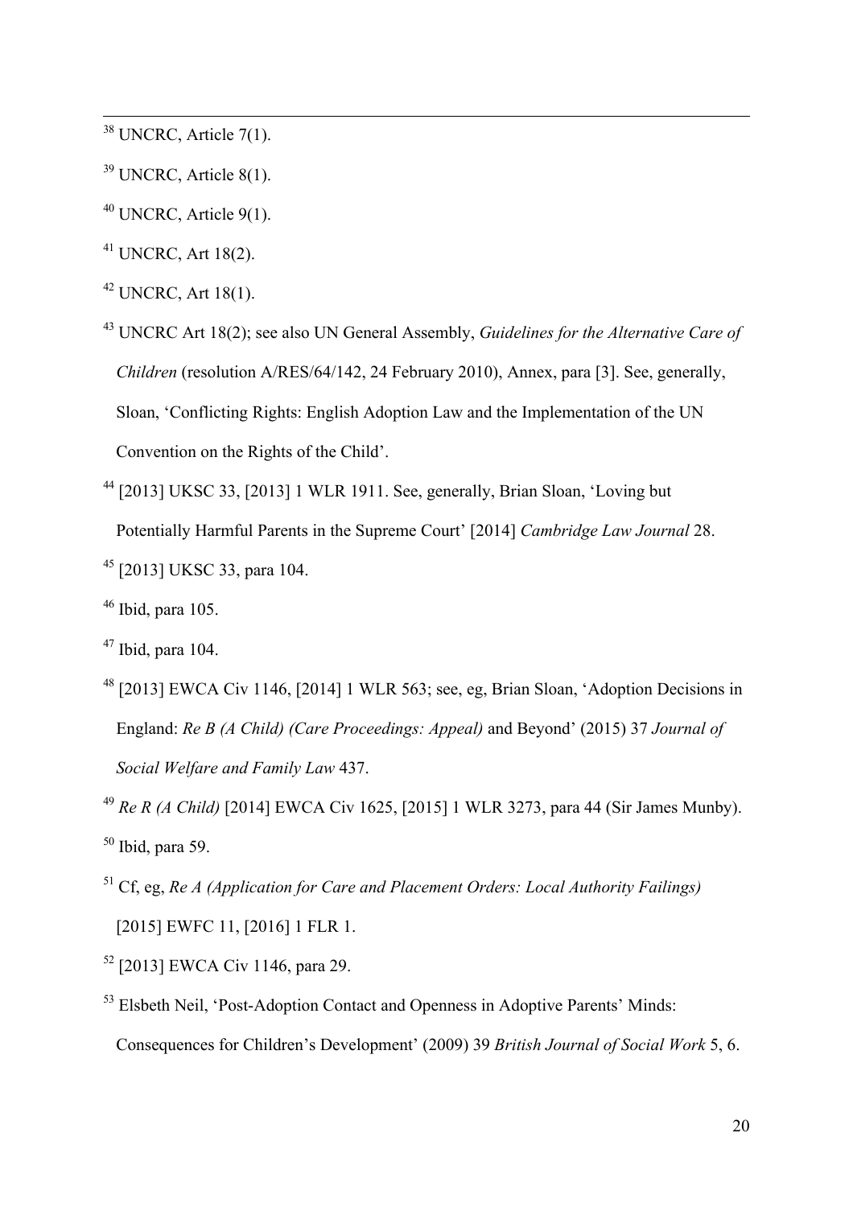[38] UNCRC, Article 7(1).

[39] UNCRC, Article 8(1).

[40] UNCRC, Article 9(1).

[41] UNCRC, Art 18(2).

[42] UNCRC, Art 18(1).

[43] UNCRC Art 18(2); see also UN General Assembly, *Guidelines for the Alternative Care of Children* (resolution A/RES/64/142, 24 February 2010), Annex, para [3]. See, generally, Sloan, 'Conflicting Rights: English Adoption Law and the Implementation of the UN Convention on the Rights of the Child'.

[44] [2013] UKSC 33, [2013] 1 WLR 1911. See, generally, Brian Sloan, 'Loving but Potentially Harmful Parents in the Supreme Court' [2014] *Cambridge Law Journal* 28.

[45] [2013] UKSC 33, para 104.

[46] Ibid, para 105.

[47] Ibid, para 104.

[48] [2013] EWCA Civ 1146, [2014] 1 WLR 563; see, eg, Brian Sloan, 'Adoption Decisions in England: *Re B (A Child) (Care Proceedings: Appeal)* and Beyond' (2015) 37 *Journal of Social Welfare and Family Law* 437.

[49] *Re R (A Child)* [2014] EWCA Civ 1625, [2015] 1 WLR 3273, para 44 (Sir James Munby).

[50] Ibid, para 59.

[51] Cf, eg, *Re A (Application for Care and Placement Orders: Local Authority Failings)* [2015] EWFC 11, [2016] 1 FLR 1.

[52] [2013] EWCA Civ 1146, para 29.

[53] Elsbeth Neil, 'Post-Adoption Contact and Openness in Adoptive Parents' Minds: Consequences for Children's Development' (2009) 39 *British Journal of Social Work* 5, 6.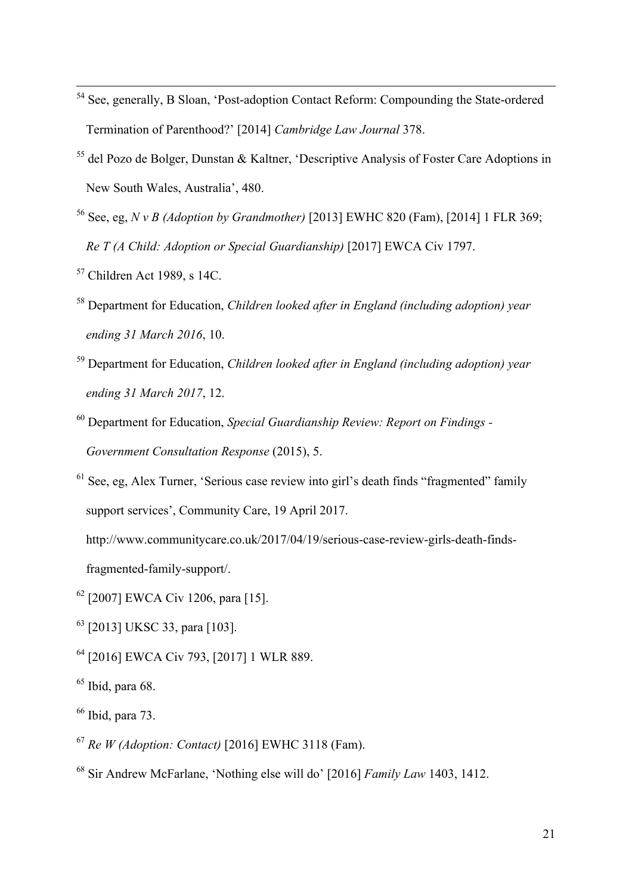[54] See, generally, B Sloan, 'Post-adoption Contact Reform: Compounding the State-ordered Termination of Parenthood?' [2014] *Cambridge Law Journal* 378.

[55] del Pozo de Bolger, Dunstan & Kaltner, 'Descriptive Analysis of Foster Care Adoptions in New South Wales, Australia', 480.

[56] See, eg, *N v B (Adoption by Grandmother)* [2013] EWHC 820 (Fam), [2014] 1 FLR 369; *Re T (A Child: Adoption or Special Guardianship)* [2017] EWCA Civ 1797.

[57] Children Act 1989, s 14C.

[58] Department for Education, *Children looked after in England (including adoption) year ending 31 March 2016*, 10.

[59] Department for Education, *Children looked after in England (including adoption) year ending 31 March 2017*, 12.

[60] Department for Education, *Special Guardianship Review: Report on Findings - Government Consultation Response* (2015), 5.

[61] See, eg, Alex Turner, 'Serious case review into girl's death finds "fragmented" family support services', Community Care, 19 April 2017. http://www.communitycare.co.uk/2017/04/19/serious-case-review-girls-death-finds-fragmented-family-support/.

[62] [2007] EWCA Civ 1206, para [15].

[63] [2013] UKSC 33, para [103].

[64] [2016] EWCA Civ 793, [2017] 1 WLR 889.

[65] Ibid, para 68.

[66] Ibid, para 73.

[67] *Re W (Adoption: Contact)* [2016] EWHC 3118 (Fam).

[68] Sir Andrew McFarlane, 'Nothing else will do' [2016] *Family Law* 1403, 1412.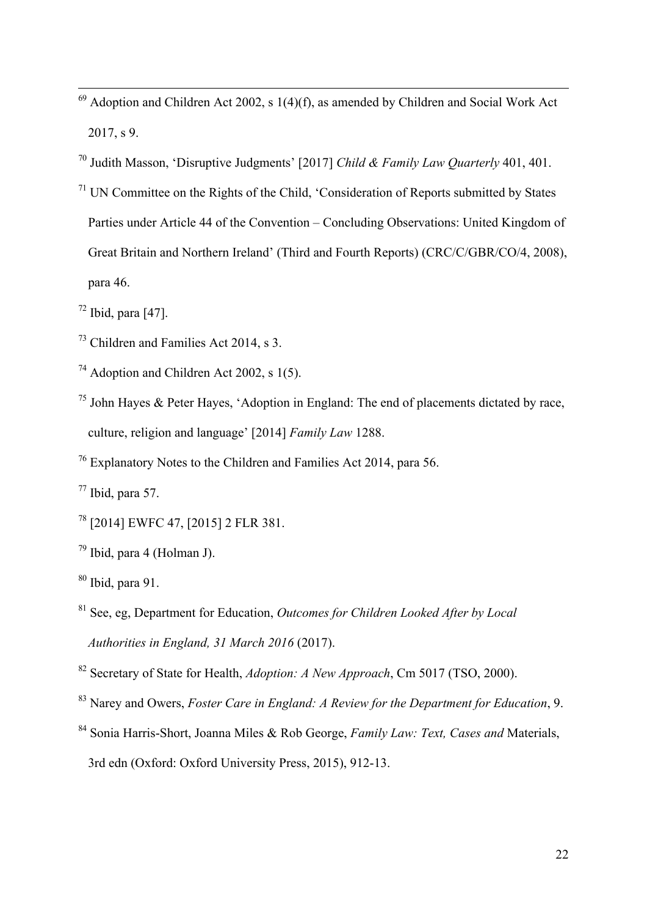[69] Adoption and Children Act 2002, s 1(4)(f), as amended by Children and Social Work Act 2017, s 9.

[70] Judith Masson, 'Disruptive Judgments' [2017] *Child & Family Law Quarterly* 401, 401.

[71] UN Committee on the Rights of the Child, 'Consideration of Reports submitted by States Parties under Article 44 of the Convention – Concluding Observations: United Kingdom of Great Britain and Northern Ireland' (Third and Fourth Reports) (CRC/C/GBR/CO/4, 2008), para 46.

[72] Ibid, para [47].

[73] Children and Families Act 2014, s 3.

[74] Adoption and Children Act 2002, s 1(5).

[75] John Hayes & Peter Hayes, 'Adoption in England: The end of placements dictated by race, culture, religion and language' [2014] *Family Law* 1288.

[76] Explanatory Notes to the Children and Families Act 2014, para 56.

[77] Ibid, para 57.

[78] [2014] EWFC 47, [2015] 2 FLR 381.

[79] Ibid, para 4 (Holman J).

[80] Ibid, para 91.

[81] See, eg, Department for Education, *Outcomes for Children Looked After by Local Authorities in England, 31 March 2016* (2017).

[82] Secretary of State for Health, *Adoption: A New Approach*, Cm 5017 (TSO, 2000).

[83] Narey and Owers, *Foster Care in England: A Review for the Department for Education*, 9.

[84] Sonia Harris-Short, Joanna Miles & Rob George, *Family Law: Text, Cases and* Materials, 3rd edn (Oxford: Oxford University Press, 2015), 912-13.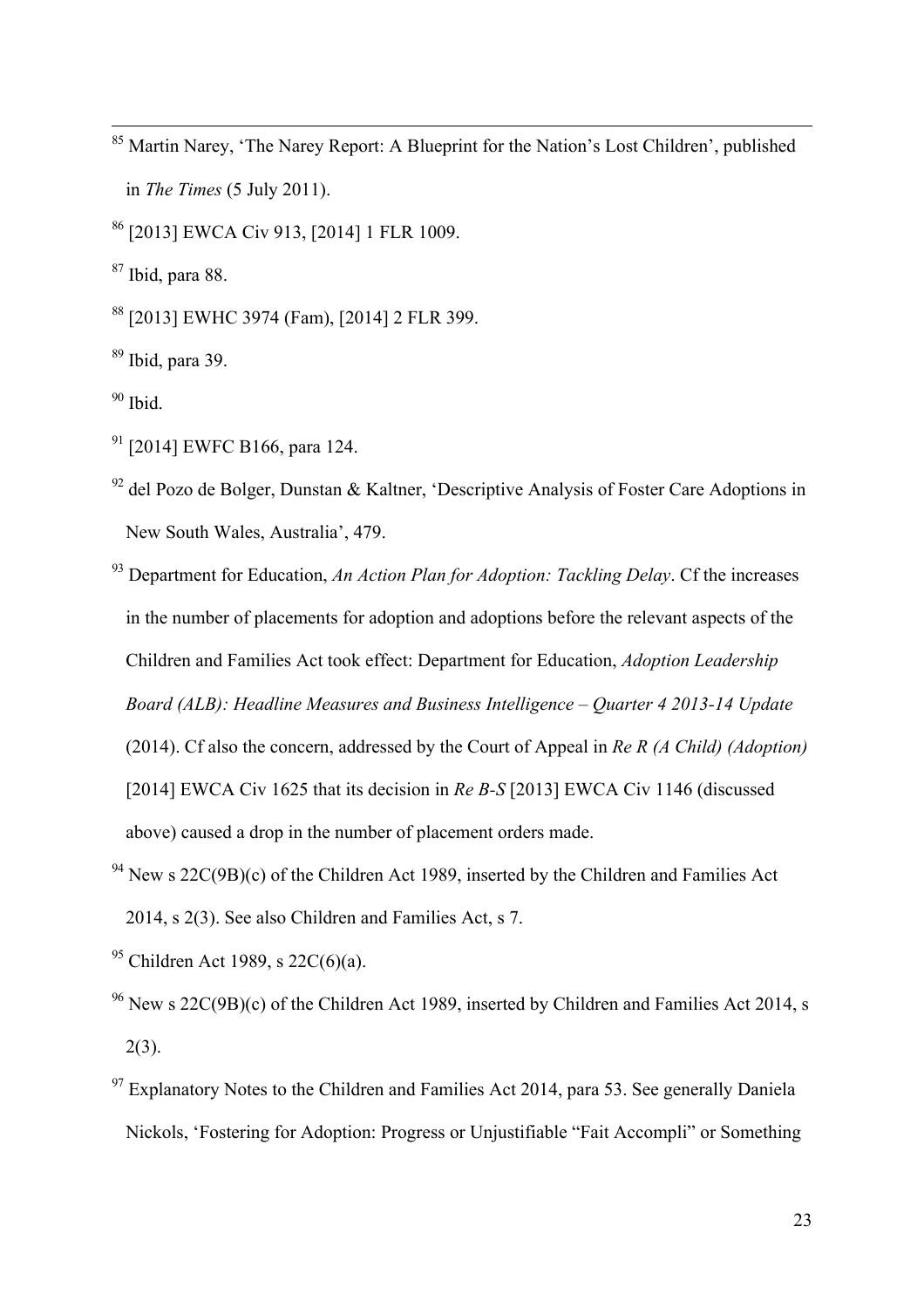[85] Martin Narey, 'The Narey Report: A Blueprint for the Nation's Lost Children', published in *The Times* (5 July 2011).

[86] [2013] EWCA Civ 913, [2014] 1 FLR 1009.

[87] Ibid, para 88.

[88] [2013] EWHC 3974 (Fam), [2014] 2 FLR 399.

[89] Ibid, para 39.

[90] Ibid.

[91] [2014] EWFC B166, para 124.

[92] del Pozo de Bolger, Dunstan & Kaltner, 'Descriptive Analysis of Foster Care Adoptions in New South Wales, Australia', 479.

[93] Department for Education, *An Action Plan for Adoption: Tackling Delay*. Cf the increases in the number of placements for adoption and adoptions before the relevant aspects of the Children and Families Act took effect: Department for Education, *Adoption Leadership Board (ALB): Headline Measures and Business Intelligence – Quarter 4 2013-14 Update* (2014). Cf also the concern, addressed by the Court of Appeal in *Re R (A Child) (Adoption)* [2014] EWCA Civ 1625 that its decision in *Re B-S* [2013] EWCA Civ 1146 (discussed above) caused a drop in the number of placement orders made.

[94] New s 22C(9B)(c) of the Children Act 1989, inserted by the Children and Families Act 2014, s 2(3). See also Children and Families Act, s 7.

[95] Children Act 1989, s 22C(6)(a).

[96] New s 22C(9B)(c) of the Children Act 1989, inserted by Children and Families Act 2014, s 2(3).

[97] Explanatory Notes to the Children and Families Act 2014, para 53. See generally Daniela Nickols, 'Fostering for Adoption: Progress or Unjustifiable "Fait Accompli" or Something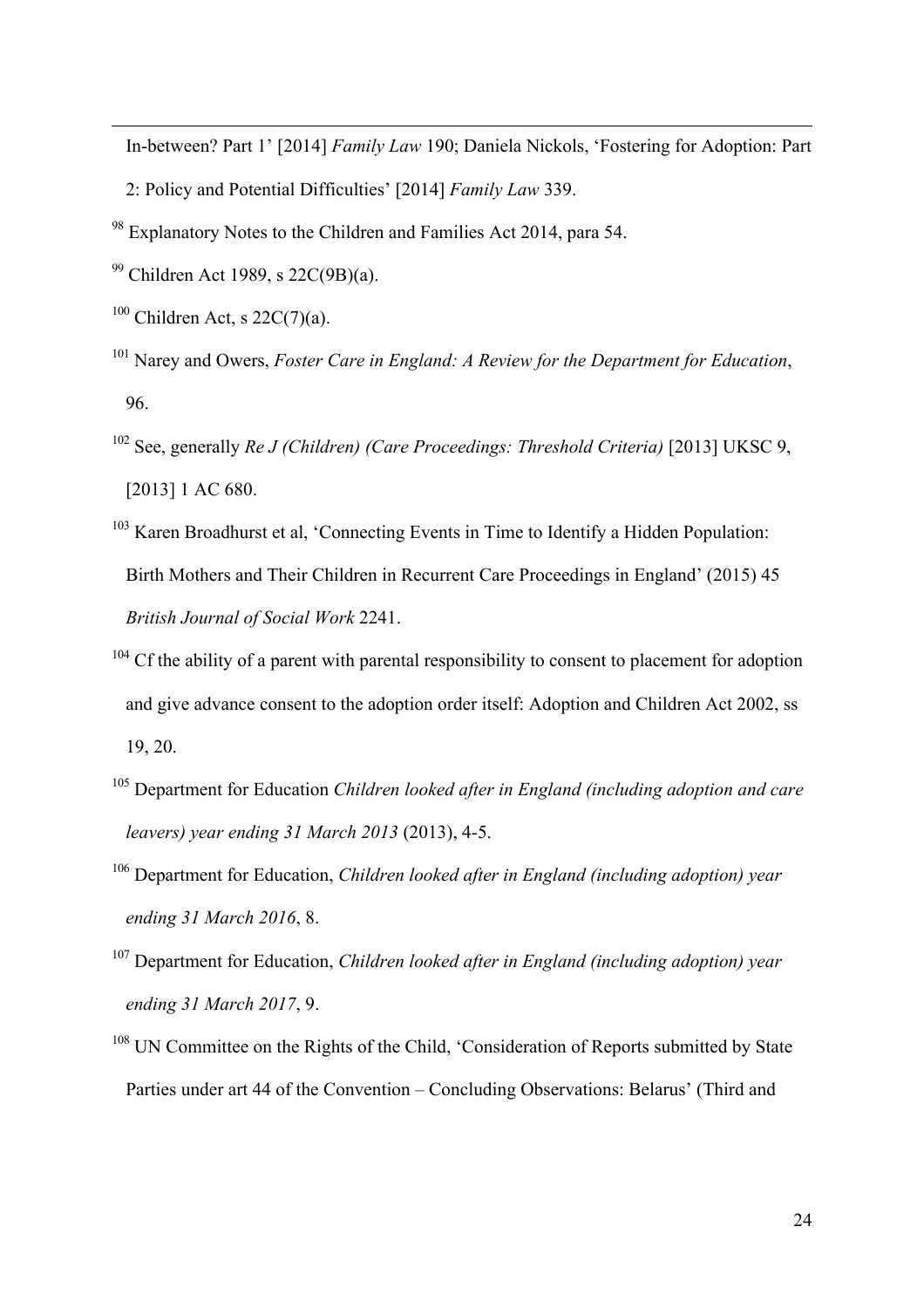In-between? Part 1' [2014] *Family Law* 190; Daniela Nickols, 'Fostering for Adoption: Part 2: Policy and Potential Difficulties' [2014] *Family Law* 339.

[98] Explanatory Notes to the Children and Families Act 2014, para 54.

[99] Children Act 1989, s 22C(9B)(a).

[100] Children Act, s 22C(7)(a).

[101] Narey and Owers, *Foster Care in England: A Review for the Department for Education*, 96.

[102] See, generally *Re J (Children) (Care Proceedings: Threshold Criteria)* [2013] UKSC 9, [2013] 1 AC 680.

[103] Karen Broadhurst et al, 'Connecting Events in Time to Identify a Hidden Population: Birth Mothers and Their Children in Recurrent Care Proceedings in England' (2015) 45 *British Journal of Social Work* 2241.

[104] Cf the ability of a parent with parental responsibility to consent to placement for adoption and give advance consent to the adoption order itself: Adoption and Children Act 2002, ss 19, 20.

[105] Department for Education *Children looked after in England (including adoption and care leavers) year ending 31 March 2013* (2013), 4-5.

[106] Department for Education, *Children looked after in England (including adoption) year ending 31 March 2016*, 8.

[107] Department for Education, *Children looked after in England (including adoption) year ending 31 March 2017*, 9.

[108] UN Committee on the Rights of the Child, 'Consideration of Reports submitted by State Parties under art 44 of the Convention – Concluding Observations: Belarus' (Third and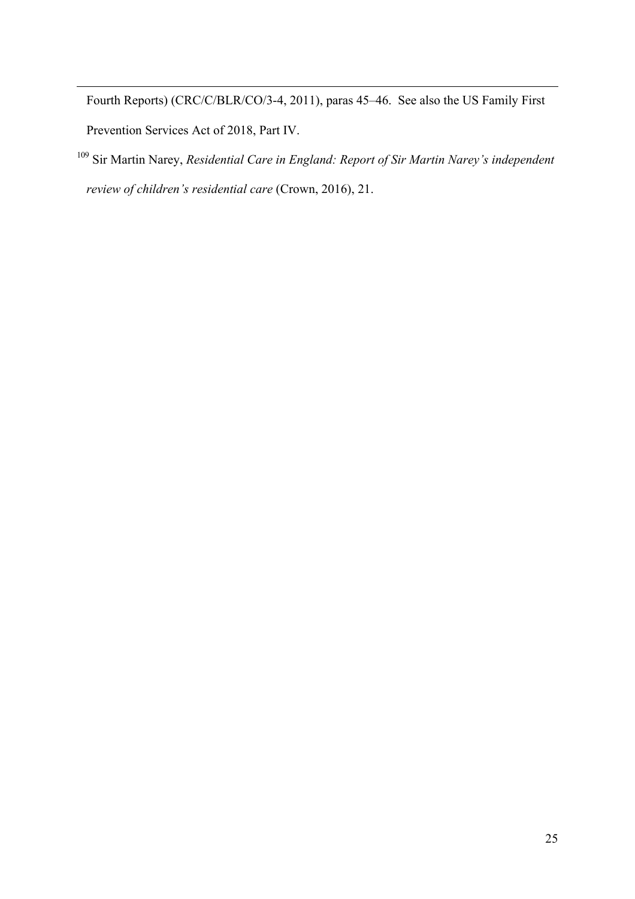Fourth Reports) (CRC/C/BLR/CO/3-4, 2011), paras 45–46. See also the US Family First Prevention Services Act of 2018, Part IV.

[109] Sir Martin Narey, *Residential Care in England: Report of Sir Martin Narey's independent review of children's residential care* (Crown, 2016), 21.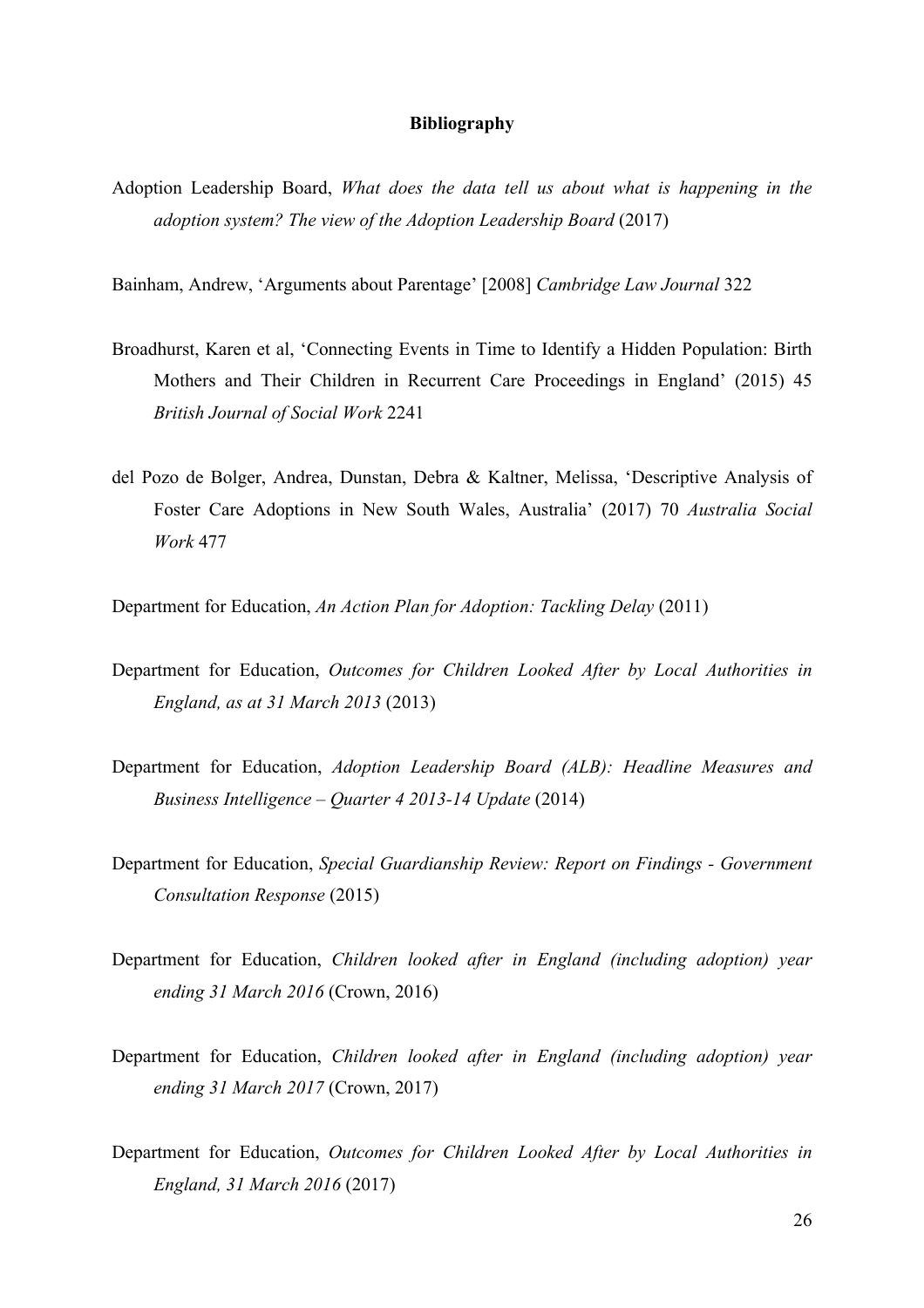**Bibliography**

Adoption Leadership Board, *What does the data tell us about what is happening in the adoption system? The view of the Adoption Leadership Board* (2017)

Bainham, Andrew, 'Arguments about Parentage' [2008] *Cambridge Law Journal* 322

Broadhurst, Karen et al, 'Connecting Events in Time to Identify a Hidden Population: Birth Mothers and Their Children in Recurrent Care Proceedings in England' (2015) 45 *British Journal of Social Work* 2241

del Pozo de Bolger, Andrea, Dunstan, Debra & Kaltner, Melissa, 'Descriptive Analysis of Foster Care Adoptions in New South Wales, Australia' (2017) 70 *Australia Social Work* 477

Department for Education, *An Action Plan for Adoption: Tackling Delay* (2011)

Department for Education, *Outcomes for Children Looked After by Local Authorities in England, as at 31 March 2013* (2013)

Department for Education, *Adoption Leadership Board (ALB): Headline Measures and Business Intelligence – Quarter 4 2013-14 Update* (2014)

Department for Education, *Special Guardianship Review: Report on Findings - Government Consultation Response* (2015)

Department for Education, *Children looked after in England (including adoption) year ending 31 March 2016* (Crown, 2016)

Department for Education, *Children looked after in England (including adoption) year ending 31 March 2017* (Crown, 2017)

Department for Education, *Outcomes for Children Looked After by Local Authorities in England, 31 March 2016* (2017)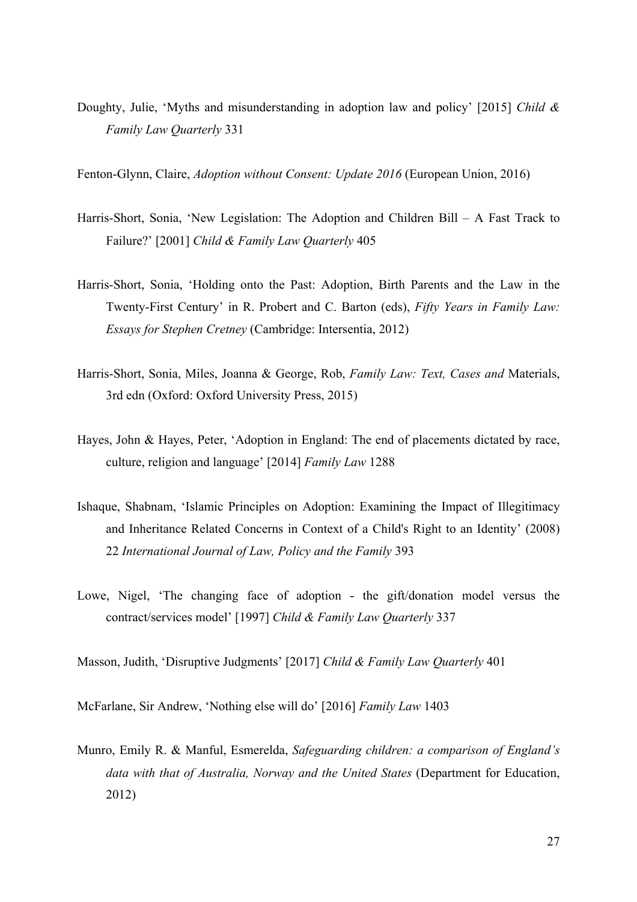Doughty, Julie, 'Myths and misunderstanding in adoption law and policy' [2015] *Child & Family Law Quarterly* 331

Fenton-Glynn, Claire, *Adoption without Consent: Update 2016* (European Union, 2016)

Harris-Short, Sonia, 'New Legislation: The Adoption and Children Bill – A Fast Track to Failure?' [2001] *Child & Family Law Quarterly* 405

Harris-Short, Sonia, 'Holding onto the Past: Adoption, Birth Parents and the Law in the Twenty-First Century' in R. Probert and C. Barton (eds), *Fifty Years in Family Law: Essays for Stephen Cretney* (Cambridge: Intersentia, 2012)

Harris-Short, Sonia, Miles, Joanna & George, Rob, *Family Law: Text, Cases and* Materials, 3rd edn (Oxford: Oxford University Press, 2015)

Hayes, John & Hayes, Peter, 'Adoption in England: The end of placements dictated by race, culture, religion and language' [2014] *Family Law* 1288

Ishaque, Shabnam, 'Islamic Principles on Adoption: Examining the Impact of Illegitimacy and Inheritance Related Concerns in Context of a Child's Right to an Identity' (2008) 22 *International Journal of Law, Policy and the Family* 393

Lowe, Nigel, 'The changing face of adoption - the gift/donation model versus the contract/services model' [1997] *Child & Family Law Quarterly* 337

Masson, Judith, 'Disruptive Judgments' [2017] *Child & Family Law Quarterly* 401

McFarlane, Sir Andrew, 'Nothing else will do' [2016] *Family Law* 1403

Munro, Emily R. & Manful, Esmerelda, *Safeguarding children: a comparison of England's data with that of Australia, Norway and the United States* (Department for Education, 2012)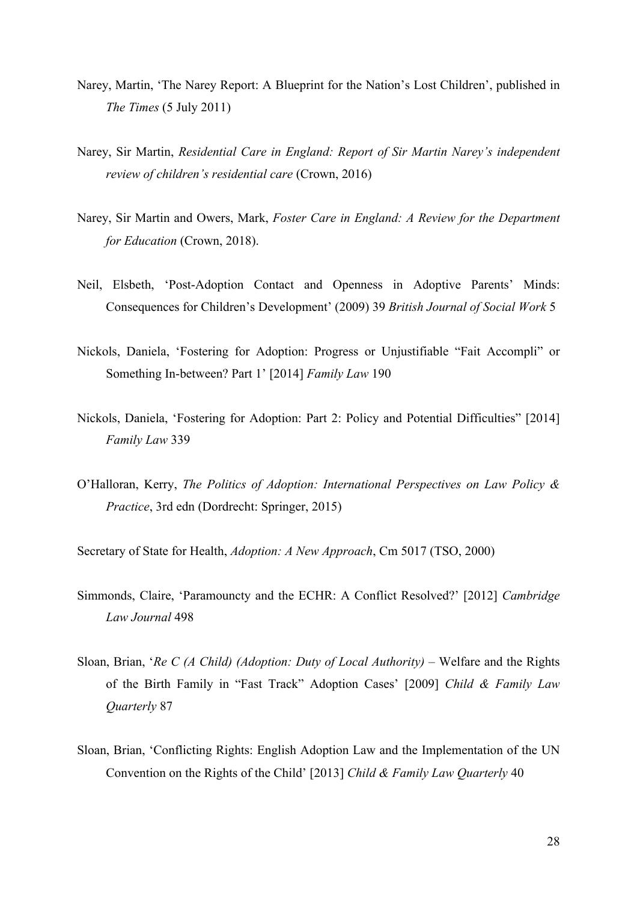Narey, Martin, 'The Narey Report: A Blueprint for the Nation's Lost Children', published in *The Times* (5 July 2011)

Narey, Sir Martin, *Residential Care in England: Report of Sir Martin Narey's independent review of children's residential care* (Crown, 2016)

Narey, Sir Martin and Owers, Mark, *Foster Care in England: A Review for the Department for Education* (Crown, 2018).

Neil, Elsbeth, 'Post-Adoption Contact and Openness in Adoptive Parents' Minds: Consequences for Children's Development' (2009) 39 *British Journal of Social Work* 5

Nickols, Daniela, 'Fostering for Adoption: Progress or Unjustifiable "Fait Accompli" or Something In-between? Part 1' [2014] *Family Law* 190

Nickols, Daniela, 'Fostering for Adoption: Part 2: Policy and Potential Difficulties" [2014] *Family Law* 339

O'Halloran, Kerry, *The Politics of Adoption: International Perspectives on Law Policy & Practice*, 3rd edn (Dordrecht: Springer, 2015)

Secretary of State for Health, *Adoption: A New Approach*, Cm 5017 (TSO, 2000)

Simmonds, Claire, 'Paramouncty and the ECHR: A Conflict Resolved?' [2012] *Cambridge Law Journal* 498

Sloan, Brian, '*Re C (A Child) (Adoption: Duty of Local Authority)* – Welfare and the Rights of the Birth Family in "Fast Track" Adoption Cases' [2009] *Child & Family Law Quarterly* 87

Sloan, Brian, 'Conflicting Rights: English Adoption Law and the Implementation of the UN Convention on the Rights of the Child' [2013] *Child & Family Law Quarterly* 40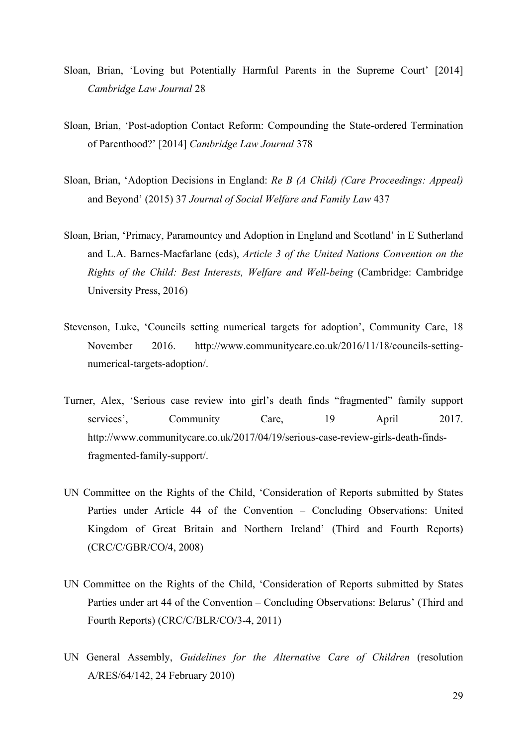Sloan, Brian, 'Loving but Potentially Harmful Parents in the Supreme Court' [2014] *Cambridge Law Journal* 28

Sloan, Brian, 'Post-adoption Contact Reform: Compounding the State-ordered Termination of Parenthood?' [2014] *Cambridge Law Journal* 378

Sloan, Brian, 'Adoption Decisions in England: *Re B (A Child) (Care Proceedings: Appeal)* and Beyond' (2015) 37 *Journal of Social Welfare and Family Law* 437

Sloan, Brian, 'Primacy, Paramountcy and Adoption in England and Scotland' in E Sutherland and L.A. Barnes-Macfarlane (eds), *Article 3 of the United Nations Convention on the Rights of the Child: Best Interests, Welfare and Well-being* (Cambridge: Cambridge University Press, 2016)

Stevenson, Luke, 'Councils setting numerical targets for adoption', Community Care, 18 November 2016. http://www.communitycare.co.uk/2016/11/18/councils-setting-numerical-targets-adoption/.

Turner, Alex, 'Serious case review into girl's death finds "fragmented" family support services', Community Care, 19 April 2017. http://www.communitycare.co.uk/2017/04/19/serious-case-review-girls-death-finds-fragmented-family-support/.

UN Committee on the Rights of the Child, 'Consideration of Reports submitted by States Parties under Article 44 of the Convention – Concluding Observations: United Kingdom of Great Britain and Northern Ireland' (Third and Fourth Reports) (CRC/C/GBR/CO/4, 2008)

UN Committee on the Rights of the Child, 'Consideration of Reports submitted by States Parties under art 44 of the Convention – Concluding Observations: Belarus' (Third and Fourth Reports) (CRC/C/BLR/CO/3-4, 2011)

UN General Assembly, *Guidelines for the Alternative Care of Children* (resolution A/RES/64/142, 24 February 2010)